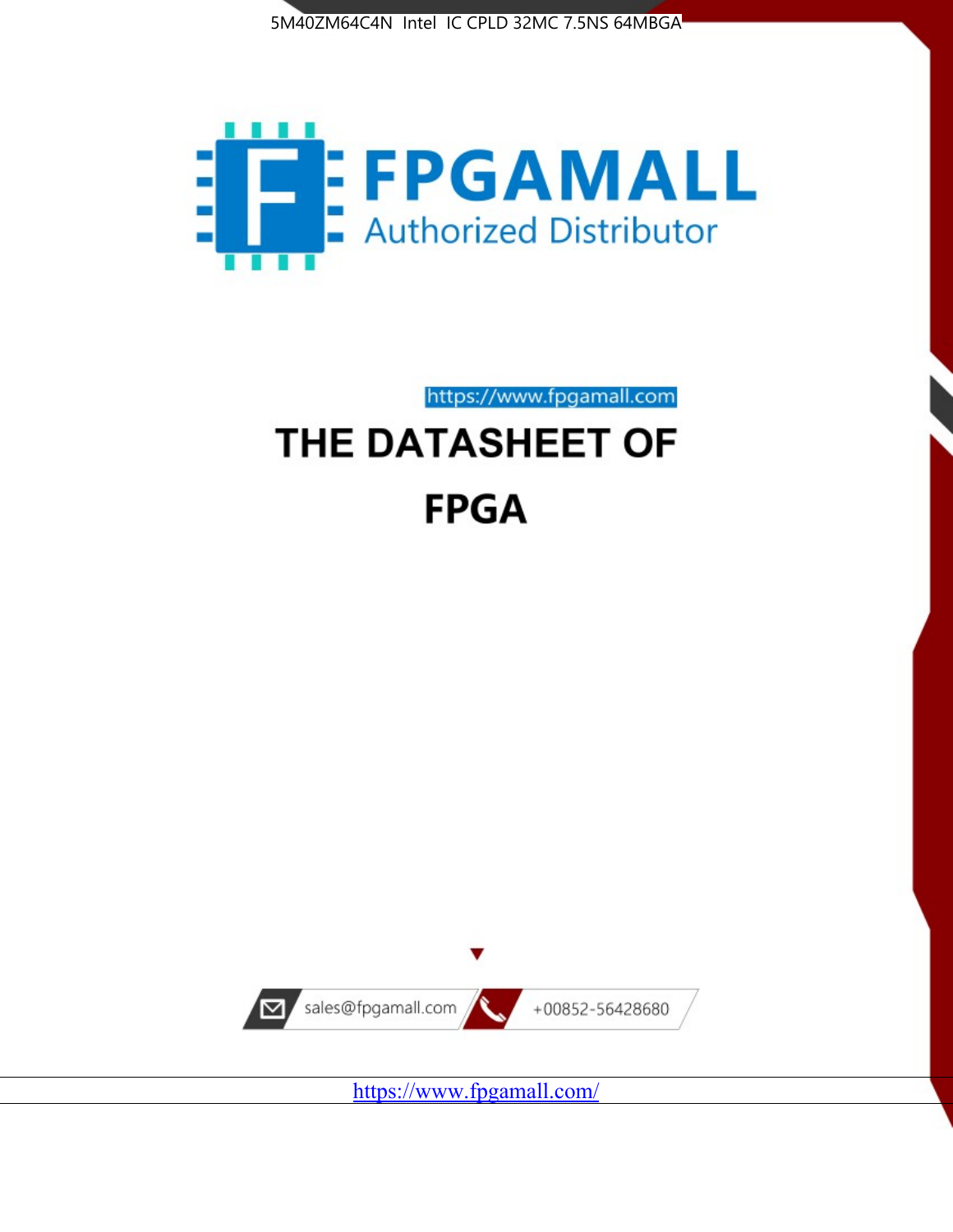5M40ZM64C4N Intel IC CPLD 32MC 7.5NS 64MBGA

FPGAMALL

Authorized Distributor

https://www.fpgamall.com

# THE DATASHEET OF

# FPGA

sales@fpgamall.com

+00852-56428680

https://www.fpgamall.com/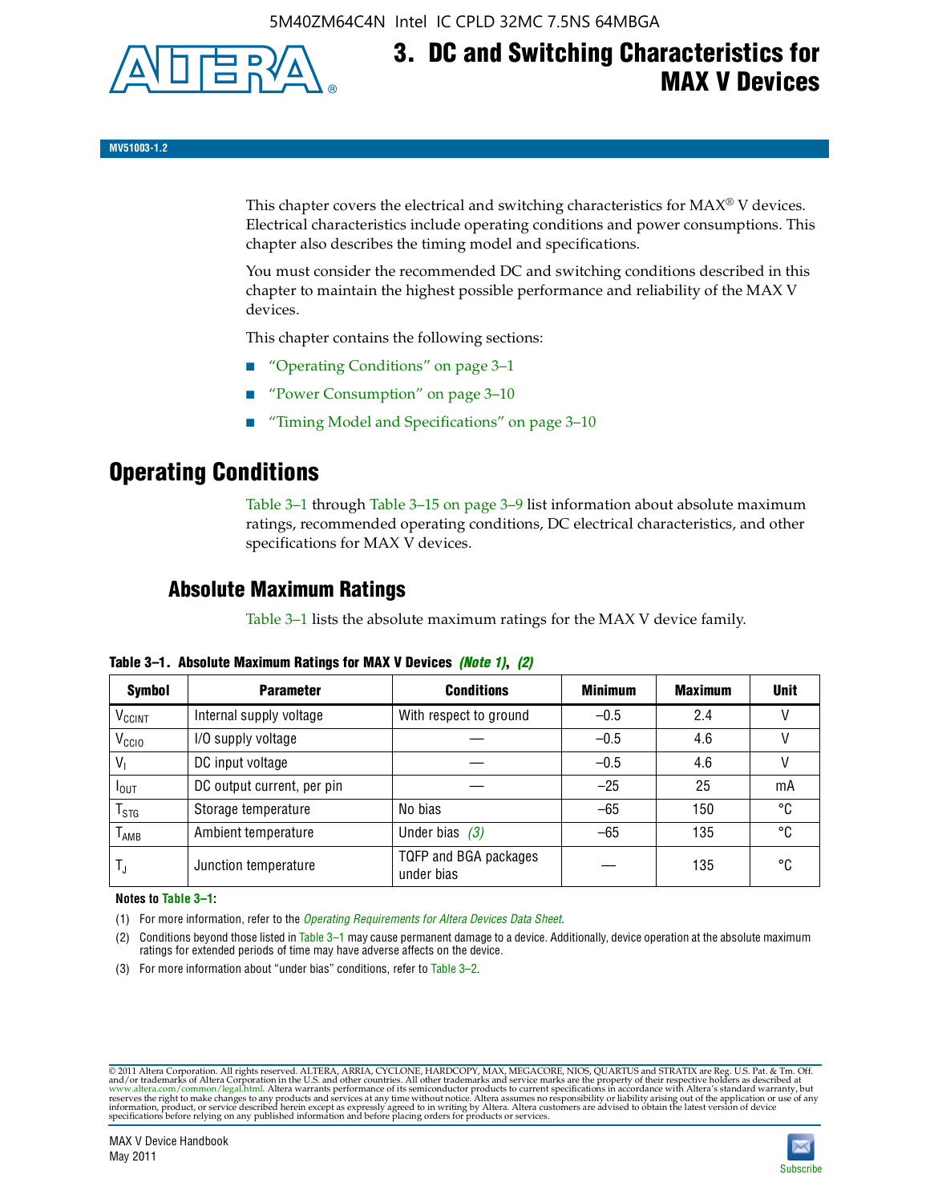# 3. DC and Switching Characteristics for MAX V Devices

**MV51003-1.2**

This chapter covers the electrical and switching characteristics for MAX® V devices. Electrical characteristics include operating conditions and power consumptions. This chapter also describes the timing model and specifications.

You must consider the recommended DC and switching conditions described in this chapter to maintain the highest possible performance and reliability of the MAX V devices.

This chapter contains the following sections:

- "Operating Conditions" on page 3–1
- "Power Consumption" on page 3–10
- "Timing Model and Specifications" on page 3–10

## Operating Conditions

Table 3–1 through Table 3–15 on page 3–9 list information about absolute maximum ratings, recommended operating conditions, DC electrical characteristics, and other specifications for MAX V devices.

### Absolute Maximum Ratings

Table 3–1 lists the absolute maximum ratings for the MAX V device family.

**Table 3–1. Absolute Maximum Ratings for MAX V Devices *(Note 1)*, *(2)***

| Symbol | Parameter | Conditions | Minimum | Maximum | Unit |
|---|---|---|---|---|---|
| $V_{CCINT}$ | Internal supply voltage | With respect to ground | –0.5 | 2.4 | V |
| $V_{CCIO}$ | I/O supply voltage | — | –0.5 | 4.6 | V |
| $V_I$ | DC input voltage | — | –0.5 | 4.6 | V |
| $I_{OUT}$ | DC output current, per pin | — | –25 | 25 | mA |
| $T_{STG}$ | Storage temperature | No bias | –65 | 150 | °C |
| $T_{AMB}$ | Ambient temperature | Under bias *(3)* | –65 | 135 | °C |
| $T_J$ | Junction temperature | TQFP and BGA packages under bias | — | 135 | °C |

**Notes to Table 3–1:**

(1) For more information, refer to the *Operating Requirements for Altera Devices Data Sheet*.

(2) Conditions beyond those listed in Table 3–1 may cause permanent damage to a device. Additionally, device operation at the absolute maximum ratings for extended periods of time may have adverse affects on the device.

(3) For more information about "under bias" conditions, refer to Table 3–2.

© 2011 Altera Corporation. All rights reserved. ALTERA, ARRIA, CYCLONE, HARDCOPY, MAX, MEGACORE, NIOS, QUARTUS and STRATIX are Reg. U.S. Pat. & Tm. Off. and/or trademarks of Altera Corporation in the U.S. and other countries. All other trademarks and service marks are the property of their respective holders as described at www.altera.com/common/legal.html. Altera warrants performance of its semiconductor products to current specifications in accordance with Altera's standard warranty, but reserves the right to make changes to any products and services at any time without notice. Altera assumes no responsibility or liability arising out of the application or use of any information, product, or service described herein except as expressly agreed to in writing by Altera. Altera customers are advised to obtain the latest version of device specifications before relying on any published information and before placing orders for products or services.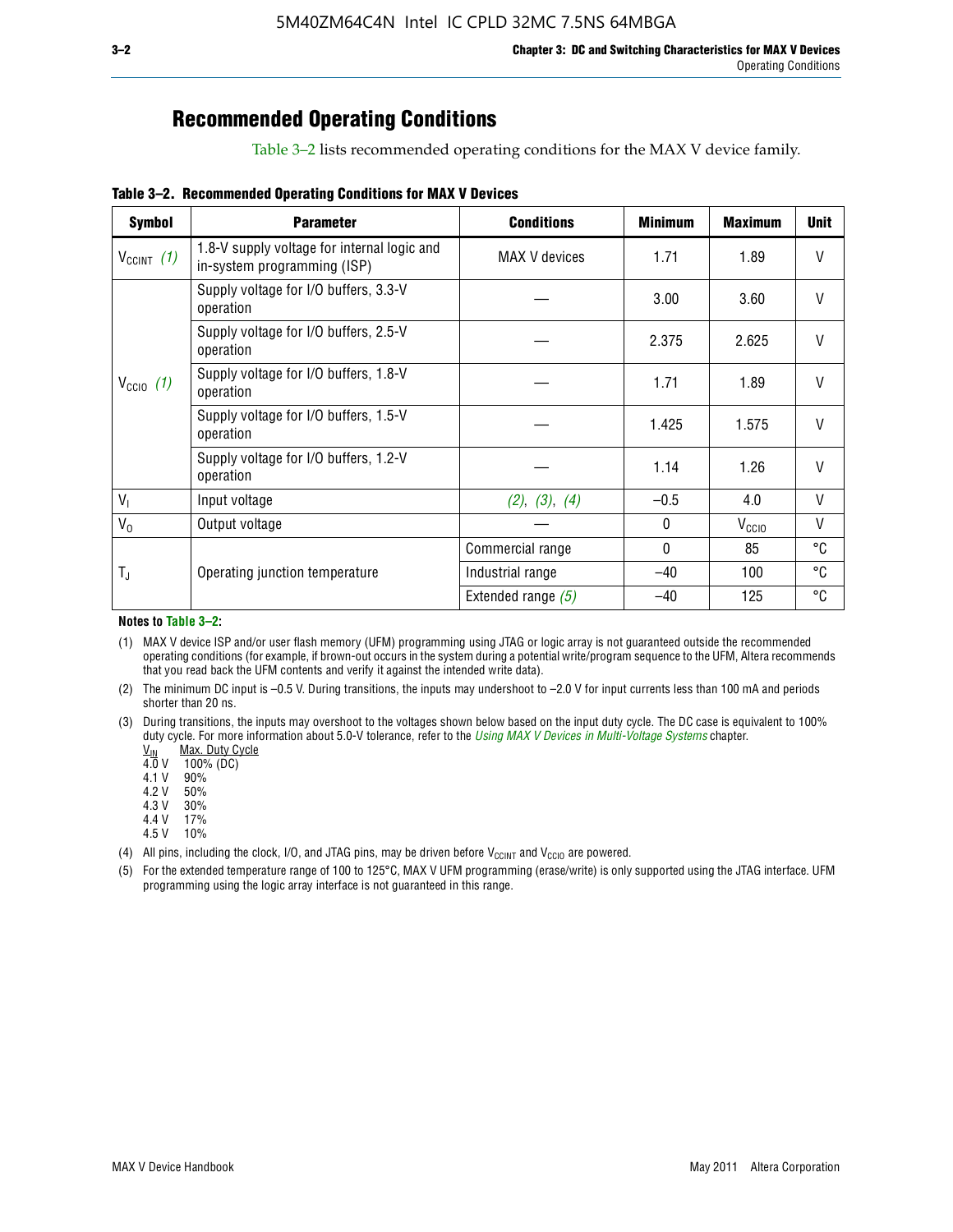## Recommended Operating Conditions

Table 3–2 lists recommended operating conditions for the MAX V device family.

**Table 3–2. Recommended Operating Conditions for MAX V Devices**

| Symbol | Parameter | Conditions | Minimum | Maximum | Unit |
|---|---|---|---|---|---|
| $V_{CCINT}$ *(1)* | 1.8-V supply voltage for internal logic and in-system programming (ISP) | MAX V devices | 1.71 | 1.89 | V |
| $V_{CCIO}$ *(1)* | Supply voltage for I/O buffers, 3.3-V operation | — | 3.00 | 3.60 | V |
| | Supply voltage for I/O buffers, 2.5-V operation | — | 2.375 | 2.625 | V |
| | Supply voltage for I/O buffers, 1.8-V operation | — | 1.71 | 1.89 | V |
| | Supply voltage for I/O buffers, 1.5-V operation | — | 1.425 | 1.575 | V |
| | Supply voltage for I/O buffers, 1.2-V operation | — | 1.14 | 1.26 | V |
| $V_I$ | Input voltage | *(2)*, *(3)*, *(4)* | –0.5 | 4.0 | V |
| $V_O$ | Output voltage | — | 0 | $V_{CCIO}$ | V |
| $T_J$ | Operating junction temperature | Commercial range | 0 | 85 | °C |
| | | Industrial range | –40 | 100 | °C |
| | | Extended range *(5)* | –40 | 125 | °C |

**Notes to Table 3–2:**

(1) MAX V device ISP and/or user flash memory (UFM) programming using JTAG or logic array is not guaranteed outside the recommended operating conditions (for example, if brown-out occurs in the system during a potential write/program sequence to the UFM, Altera recommends that you read back the UFM contents and verify it against the intended write data).

(2) The minimum DC input is –0.5 V. During transitions, the inputs may undershoot to –2.0 V for input currents less than 100 mA and periods shorter than 20 ns.

(3) During transitions, the inputs may overshoot to the voltages shown below based on the input duty cycle. The DC case is equivalent to 100% duty cycle. For more information about 5.0-V tolerance, refer to the *Using MAX V Devices in Multi-Voltage Systems* chapter.

| $V_{IN}$ | Max. Duty Cycle |
|---|---|
| 4.0 V | 100% (DC) |
| 4.1 V | 90% |
| 4.2 V | 50% |
| 4.3 V | 30% |
| 4.4 V | 17% |
| 4.5 V | 10% |

(4) All pins, including the clock, I/O, and JTAG pins, may be driven before $V_{CCINT}$ and $V_{CCIO}$ are powered.

(5) For the extended temperature range of 100 to 125°C, MAX V UFM programming (erase/write) is only supported using the JTAG interface. UFM programming using the logic array interface is not guaranteed in this range.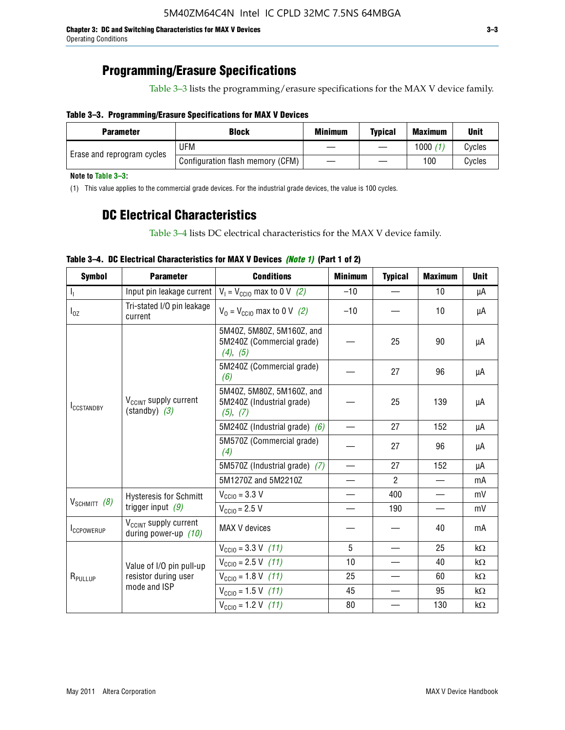## Programming/Erasure Specifications

Table 3–3 lists the programming/erasure specifications for the MAX V device family.

**Table 3–3. Programming/Erasure Specifications for MAX V Devices**

| Parameter | Block | Minimum | Typical | Maximum | Unit |
|---|---|---|---|---|---|
| Erase and reprogram cycles | UFM | — | — | 1000 *(1)* | Cycles |
| | Configuration flash memory (CFM) | — | — | 100 | Cycles |

**Note to Table 3–3:**

(1) This value applies to the commercial grade devices. For the industrial grade devices, the value is 100 cycles.

## DC Electrical Characteristics

Table 3–4 lists DC electrical characteristics for the MAX V device family.

**Table 3–4. DC Electrical Characteristics for MAX V Devices *(Note 1)* (Part 1 of 2)**

| Symbol | Parameter | Conditions | Minimum | Typical | Maximum | Unit |
|---|---|---|---|---|---|---|
| $I_I$ | Input pin leakage current | $V_I = V_{CCIO}$ max to 0 V *(2)* | –10 | — | 10 | µA |
| $I_{OZ}$ | Tri-stated I/O pin leakage current | $V_O = V_{CCIO}$ max to 0 V *(2)* | –10 | — | 10 | µA |
| $I_{CCSTANDBY}$ | $V_{CCINT}$ supply current (standby) *(3)* | 5M40Z, 5M80Z, 5M160Z, and 5M240Z (Commercial grade) *(4)*, *(5)* | — | 25 | 90 | µA |
| | | 5M240Z (Commercial grade) *(6)* | — | 27 | 96 | µA |
| | | 5M40Z, 5M80Z, 5M160Z, and 5M240Z (Industrial grade) *(5)*, *(7)* | — | 25 | 139 | µA |
| | | 5M240Z (Industrial grade) *(6)* | — | 27 | 152 | µA |
| | | 5M570Z (Commercial grade) *(4)* | — | 27 | 96 | µA |
| | | 5M570Z (Industrial grade) *(7)* | — | 27 | 152 | µA |
| | | 5M1270Z and 5M2210Z | — | 2 | — | mA |
| $V_{SCHMITT}$ *(8)* | Hysteresis for Schmitt trigger input *(9)* | $V_{CCIO}$ = 3.3 V | — | 400 | — | mV |
| | | $V_{CCIO}$ = 2.5 V | — | 190 | — | mV |
| $I_{CCPOWERUP}$ | $V_{CCINT}$ supply current during power-up *(10)* | MAX V devices | — | — | 40 | mA |
| $R_{PULLUP}$ | Value of I/O pin pull-up resistor during user mode and ISP | $V_{CCIO}$ = 3.3 V *(11)* | 5 | — | 25 | kΩ |
| | | $V_{CCIO}$ = 2.5 V *(11)* | 10 | — | 40 | kΩ |
| | | $V_{CCIO}$ = 1.8 V *(11)* | 25 | — | 60 | kΩ |
| | | $V_{CCIO}$ = 1.5 V *(11)* | 45 | — | 95 | kΩ |
| | | $V_{CCIO}$ = 1.2 V *(11)* | 80 | — | 130 | kΩ |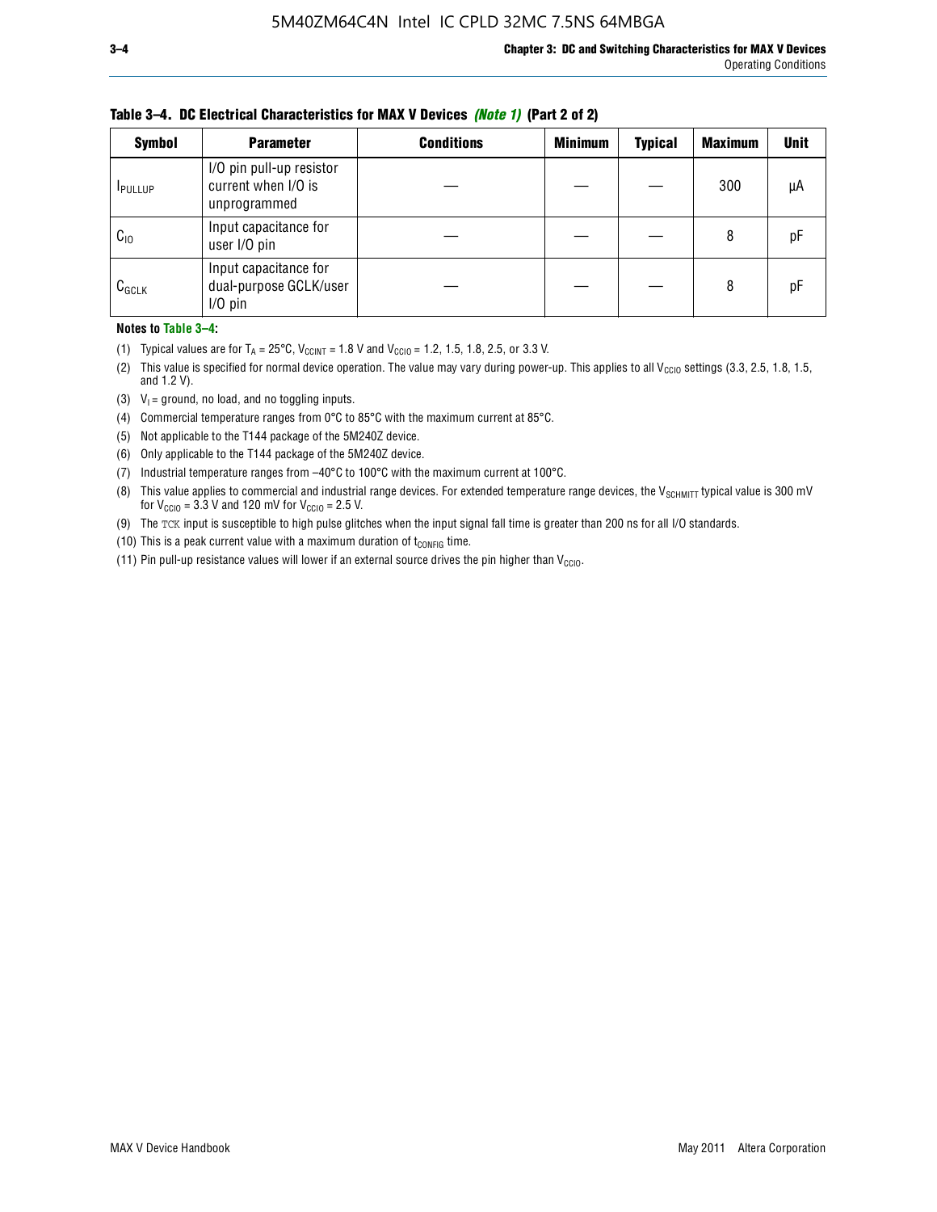**Table 3–4. DC Electrical Characteristics for MAX V Devices *(Note 1)* (Part 2 of 2)**

| Symbol | Parameter | Conditions | Minimum | Typical | Maximum | Unit |
|---|---|---|---|---|---|---|
| $I_{PULLUP}$ | I/O pin pull-up resistor current when I/O is unprogrammed | — | — | — | 300 | µA |
| $C_{IO}$ | Input capacitance for user I/O pin | — | — | — | 8 | pF |
| $C_{GCLK}$ | Input capacitance for dual-purpose GCLK/user I/O pin | — | — | — | 8 | pF |

**Notes to Table 3–4:**

(1) Typical values are for $T_A$ = 25°C, $V_{CCINT}$ = 1.8 V and $V_{CCIO}$ = 1.2, 1.5, 1.8, 2.5, or 3.3 V.

(2) This value is specified for normal device operation. The value may vary during power-up. This applies to all $V_{CCIO}$ settings (3.3, 2.5, 1.8, 1.5, and 1.2 V).

(3) $V_I$ = ground, no load, and no toggling inputs.

(4) Commercial temperature ranges from 0°C to 85°C with the maximum current at 85°C.

(5) Not applicable to the T144 package of the 5M240Z device.

(6) Only applicable to the T144 package of the 5M240Z device.

(7) Industrial temperature ranges from –40°C to 100°C with the maximum current at 100°C.

(8) This value applies to commercial and industrial range devices. For extended temperature range devices, the $V_{SCHMITT}$ typical value is 300 mV for $V_{CCIO}$ = 3.3 V and 120 mV for $V_{CCIO}$ = 2.5 V.

(9) The TCK input is susceptible to high pulse glitches when the input signal fall time is greater than 200 ns for all I/O standards.

(10) This is a peak current value with a maximum duration of $t_{CONFIG}$ time.

(11) Pin pull-up resistance values will lower if an external source drives the pin higher than $V_{CCIO}$.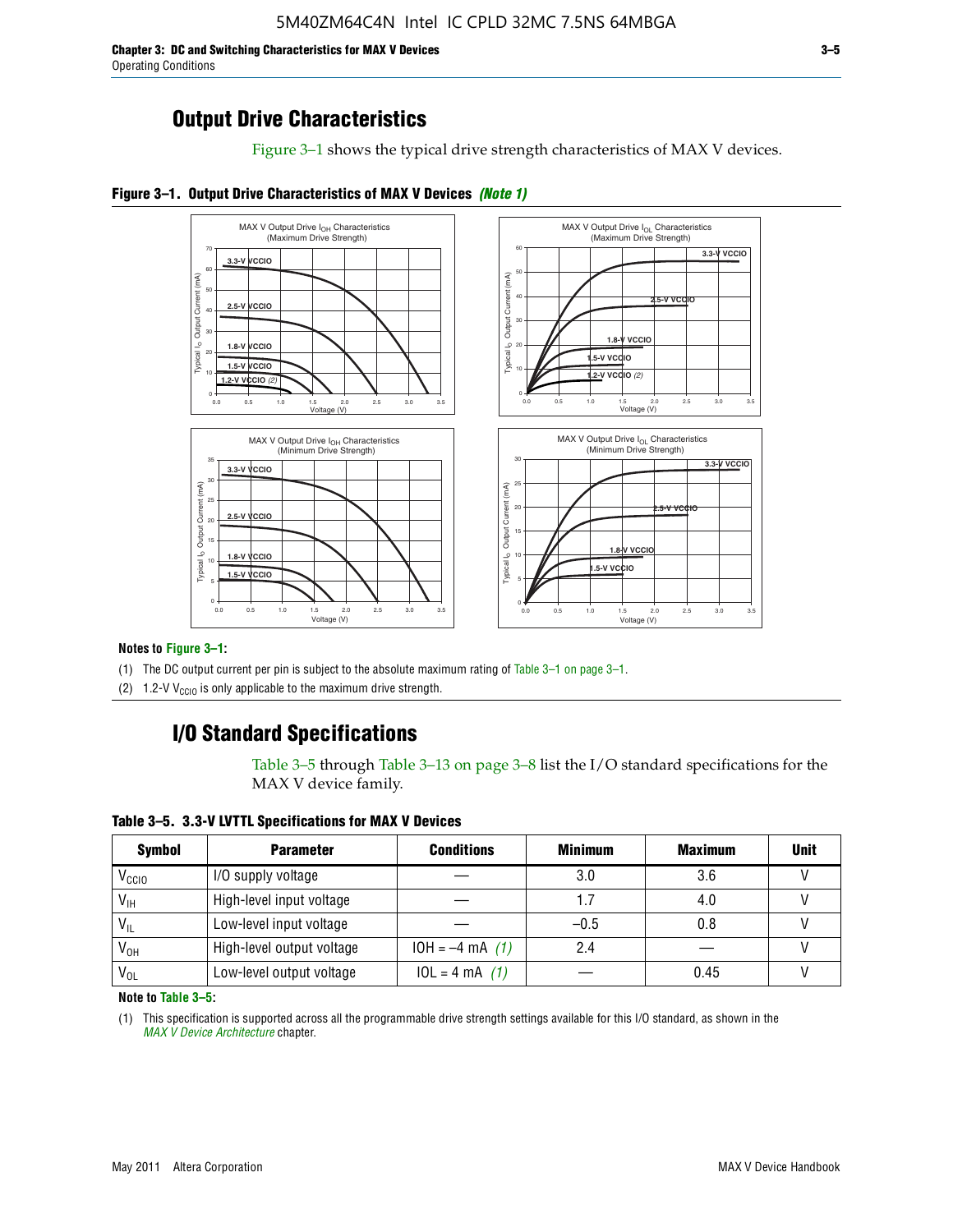## Output Drive Characteristics

Figure 3–1 shows the typical drive strength characteristics of MAX V devices.

**Figure 3–1. Output Drive Characteristics of MAX V Devices** ***(Note 1)***

**Notes to Figure 3–1:**

(1) The DC output current per pin is subject to the absolute maximum rating of Table 3–1 on page 3–1.

(2) 1.2-V $V_{CCIO}$ is only applicable to the maximum drive strength.

## I/O Standard Specifications

Table 3–5 through Table 3–13 on page 3–8 list the I/O standard specifications for the MAX V device family.

**Table 3–5. 3.3-V LVTTL Specifications for MAX V Devices**

| Symbol | Parameter | Conditions | Minimum | Maximum | Unit |
|---|---|---|---|---|---|
| $V_{CCIO}$ | I/O supply voltage | — | 3.0 | 3.6 | V |
| $V_{IH}$ | High-level input voltage | — | 1.7 | 4.0 | V |
| $V_{IL}$ | Low-level input voltage | — | –0.5 | 0.8 | V |
| $V_{OH}$ | High-level output voltage | IOH = –4 mA *(1)* | 2.4 | — | V |
| $V_{OL}$ | Low-level output voltage | IOL = 4 mA *(1)* | — | 0.45 | V |

**Note to Table 3–5:**

(1) This specification is supported across all the programmable drive strength settings available for this I/O standard, as shown in the *MAX V Device Architecture* chapter.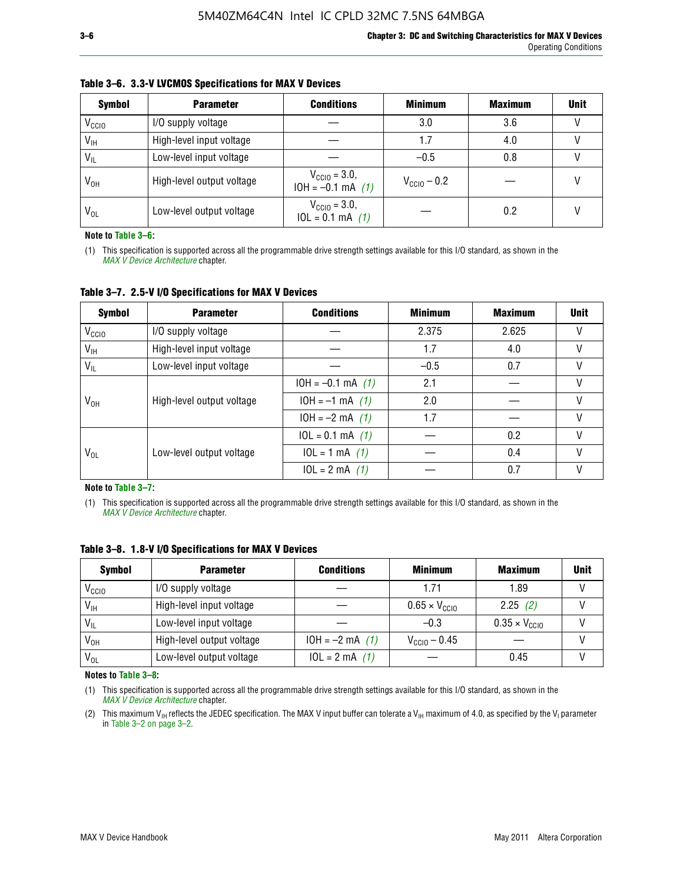**Table 3–6. 3.3-V LVCMOS Specifications for MAX V Devices**

| Symbol | Parameter | Conditions | Minimum | Maximum | Unit |
|---|---|---|---|---|---|
| $V_{CCIO}$ | I/O supply voltage | — | 3.0 | 3.6 | V |
| $V_{IH}$ | High-level input voltage | — | 1.7 | 4.0 | V |
| $V_{IL}$ | Low-level input voltage | — | –0.5 | 0.8 | V |
| $V_{OH}$ | High-level output voltage | $V_{CCIO}$ = 3.0, IOH = –0.1 mA *(1)* | $V_{CCIO}$ – 0.2 | — | V |
| $V_{OL}$ | Low-level output voltage | $V_{CCIO}$ = 3.0, IOL = 0.1 mA *(1)* | — | 0.2 | V |

**Note to Table 3–6:**

(1) This specification is supported across all the programmable drive strength settings available for this I/O standard, as shown in the *MAX V Device Architecture* chapter.

**Table 3–7. 2.5-V I/O Specifications for MAX V Devices**

| Symbol | Parameter | Conditions | Minimum | Maximum | Unit |
|---|---|---|---|---|---|
| $V_{CCIO}$ | I/O supply voltage | — | 2.375 | 2.625 | V |
| $V_{IH}$ | High-level input voltage | — | 1.7 | 4.0 | V |
| $V_{IL}$ | Low-level input voltage | — | –0.5 | 0.7 | V |
| $V_{OH}$ | High-level output voltage | IOH = –0.1 mA *(1)* | 2.1 | — | V |
| | | IOH = –1 mA *(1)* | 2.0 | — | V |
| | | IOH = –2 mA *(1)* | 1.7 | — | V |
| $V_{OL}$ | Low-level output voltage | IOL = 0.1 mA *(1)* | — | 0.2 | V |
| | | IOL = 1 mA *(1)* | — | 0.4 | V |
| | | IOL = 2 mA *(1)* | — | 0.7 | V |

**Note to Table 3–7:**

(1) This specification is supported across all the programmable drive strength settings available for this I/O standard, as shown in the *MAX V Device Architecture* chapter.

**Table 3–8. 1.8-V I/O Specifications for MAX V Devices**

| Symbol | Parameter | Conditions | Minimum | Maximum | Unit |
|---|---|---|---|---|---|
| $V_{CCIO}$ | I/O supply voltage | — | 1.71 | 1.89 | V |
| $V_{IH}$ | High-level input voltage | — | 0.65 × $V_{CCIO}$ | 2.25 *(2)* | V |
| $V_{IL}$ | Low-level input voltage | — | –0.3 | 0.35 × $V_{CCIO}$ | V |
| $V_{OH}$ | High-level output voltage | IOH = –2 mA *(1)* | $V_{CCIO}$ – 0.45 | — | V |
| $V_{OL}$ | Low-level output voltage | IOL = 2 mA *(1)* | — | 0.45 | V |

**Notes to Table 3–8:**

(1) This specification is supported across all the programmable drive strength settings available for this I/O standard, as shown in the *MAX V Device Architecture* chapter.

(2) This maximum $V_{IH}$ reflects the JEDEC specification. The MAX V input buffer can tolerate a $V_{IH}$ maximum of 4.0, as specified by the $V_I$ parameter in Table 3–2 on page 3–2.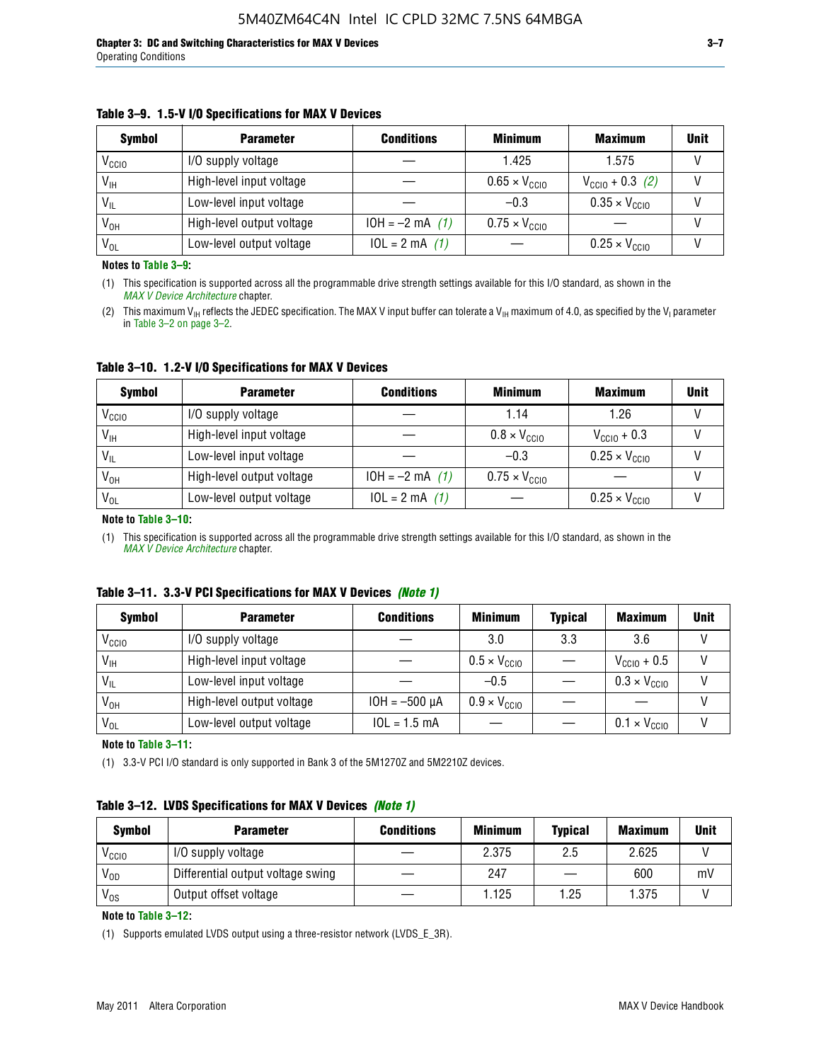**Table 3–9. 1.5-V I/O Specifications for MAX V Devices**

| Symbol | Parameter | Conditions | Minimum | Maximum | Unit |
|---|---|---|---|---|---|
| $V_{CCIO}$ | I/O supply voltage | — | 1.425 | 1.575 | V |
| $V_{IH}$ | High-level input voltage | — | $0.65 \times V_{CCIO}$ | $V_{CCIO} + 0.3$ *(2)* | V |
| $V_{IL}$ | Low-level input voltage | — | −0.3 | $0.35 \times V_{CCIO}$ | V |
| $V_{OH}$ | High-level output voltage | IOH = −2 mA *(1)* | $0.75 \times V_{CCIO}$ | — | V |
| $V_{OL}$ | Low-level output voltage | IOL = 2 mA *(1)* | — | $0.25 \times V_{CCIO}$ | V |

**Notes to Table 3–9:**

(1) This specification is supported across all the programmable drive strength settings available for this I/O standard, as shown in the *MAX V Device Architecture* chapter.

(2) This maximum $V_{IH}$ reflects the JEDEC specification. The MAX V input buffer can tolerate a $V_{IH}$ maximum of 4.0, as specified by the $V_I$ parameter in Table 3–2 on page 3–2.

**Table 3–10. 1.2-V I/O Specifications for MAX V Devices**

| Symbol | Parameter | Conditions | Minimum | Maximum | Unit |
|---|---|---|---|---|---|
| $V_{CCIO}$ | I/O supply voltage | — | 1.14 | 1.26 | V |
| $V_{IH}$ | High-level input voltage | — | $0.8 \times V_{CCIO}$ | $V_{CCIO} + 0.3$ | V |
| $V_{IL}$ | Low-level input voltage | — | −0.3 | $0.25 \times V_{CCIO}$ | V |
| $V_{OH}$ | High-level output voltage | IOH = −2 mA *(1)* | $0.75 \times V_{CCIO}$ | — | V |
| $V_{OL}$ | Low-level output voltage | IOL = 2 mA *(1)* | — | $0.25 \times V_{CCIO}$ | V |

**Note to Table 3–10:**

(1) This specification is supported across all the programmable drive strength settings available for this I/O standard, as shown in the *MAX V Device Architecture* chapter.

**Table 3–11. 3.3-V PCI Specifications for MAX V Devices *(Note 1)***

| Symbol | Parameter | Conditions | Minimum | Typical | Maximum | Unit |
|---|---|---|---|---|---|---|
| $V_{CCIO}$ | I/O supply voltage | — | 3.0 | 3.3 | 3.6 | V |
| $V_{IH}$ | High-level input voltage | — | $0.5 \times V_{CCIO}$ | — | $V_{CCIO} + 0.5$ | V |
| $V_{IL}$ | Low-level input voltage | — | −0.5 | — | $0.3 \times V_{CCIO}$ | V |
| $V_{OH}$ | High-level output voltage | IOH = −500 µA | $0.9 \times V_{CCIO}$ | — | — | V |
| $V_{OL}$ | Low-level output voltage | IOL = 1.5 mA | — | — | $0.1 \times V_{CCIO}$ | V |

**Note to Table 3–11:**

(1) 3.3-V PCI I/O standard is only supported in Bank 3 of the 5M1270Z and 5M2210Z devices.

**Table 3–12. LVDS Specifications for MAX V Devices *(Note 1)***

| Symbol | Parameter | Conditions | Minimum | Typical | Maximum | Unit |
|---|---|---|---|---|---|---|
| $V_{CCIO}$ | I/O supply voltage | — | 2.375 | 2.5 | 2.625 | V |
| $V_{OD}$ | Differential output voltage swing | — | 247 | — | 600 | mV |
| $V_{OS}$ | Output offset voltage | — | 1.125 | 1.25 | 1.375 | V |

**Note to Table 3–12:**

(1) Supports emulated LVDS output using a three-resistor network (LVDS_E_3R).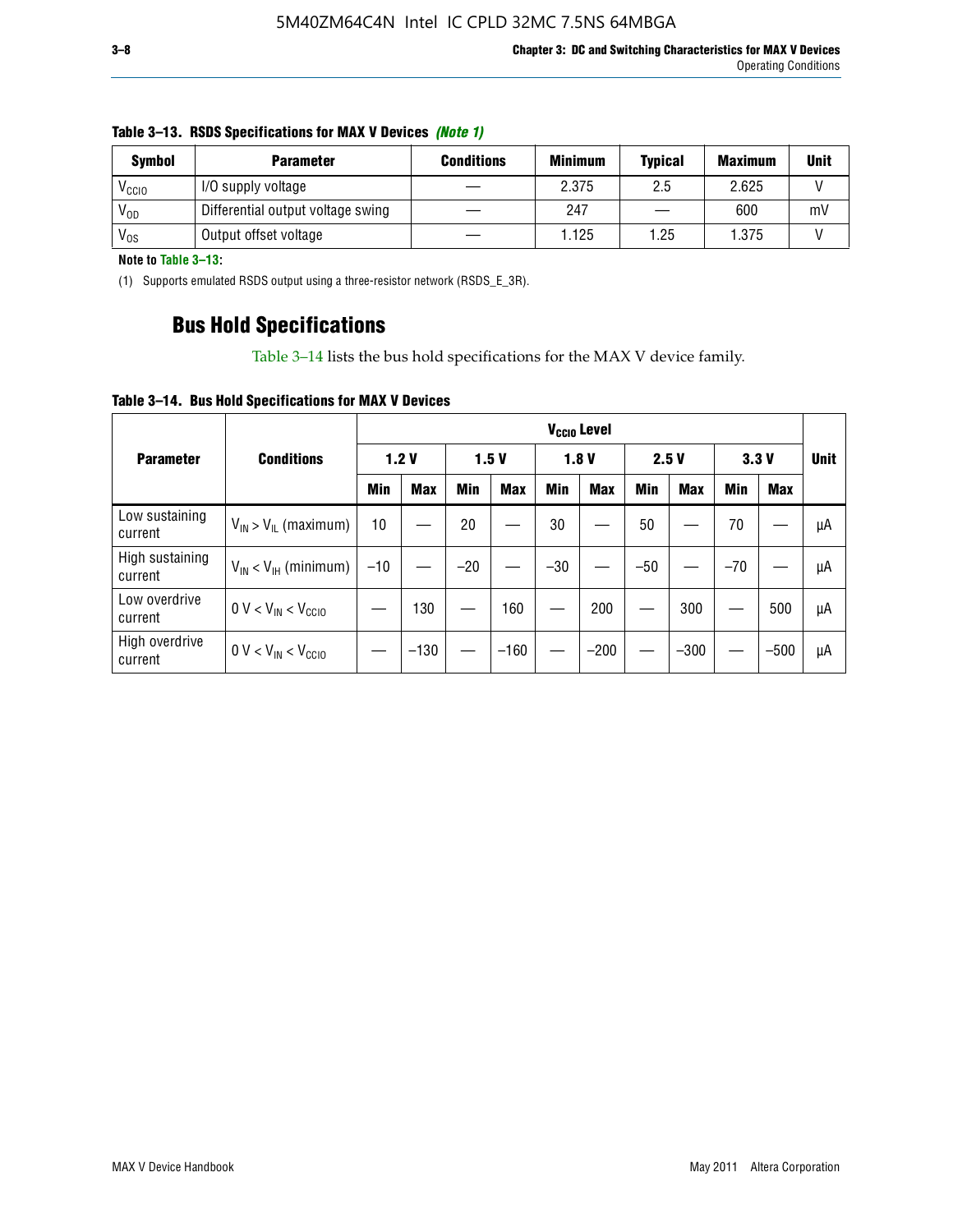**Table 3–13. RSDS Specifications for MAX V Devices *(Note 1)***

| Symbol | Parameter | Conditions | Minimum | Typical | Maximum | Unit |
|---|---|---|---|---|---|---|
| $V_{CCIO}$ | I/O supply voltage | — | 2.375 | 2.5 | 2.625 | V |
| $V_{OD}$ | Differential output voltage swing | — | 247 | — | 600 | mV |
| $V_{OS}$ | Output offset voltage | — | 1.125 | 1.25 | 1.375 | V |

**Note to Table 3–13:**

(1) Supports emulated RSDS output using a three-resistor network (RSDS_E_3R).

## Bus Hold Specifications

Table 3–14 lists the bus hold specifications for the MAX V device family.

**Table 3–14. Bus Hold Specifications for MAX V Devices**

| Parameter | Conditions | $V_{CCIO}$ Level | | | | | | | | | | Unit |
|---|---|---|---|---|---|---|---|---|---|---|---|---|
| | | 1.2 V | | 1.5 V | | 1.8 V | | 2.5 V | | 3.3 V | | |
| | | Min | Max | Min | Max | Min | Max | Min | Max | Min | Max | |
| Low sustaining current | $V_{IN} > V_{IL}$ (maximum) | 10 | — | 20 | — | 30 | — | 50 | — | 70 | — | µA |
| High sustaining current | $V_{IN} < V_{IH}$ (minimum) | –10 | — | –20 | — | –30 | — | –50 | — | –70 | — | µA |
| Low overdrive current | $0 V < V_{IN} < V_{CCIO}$ | — | 130 | — | 160 | — | 200 | — | 300 | — | 500 | µA |
| High overdrive current | $0 V < V_{IN} < V_{CCIO}$ | — | –130 | — | –160 | — | –200 | — | –300 | — | –500 | µA |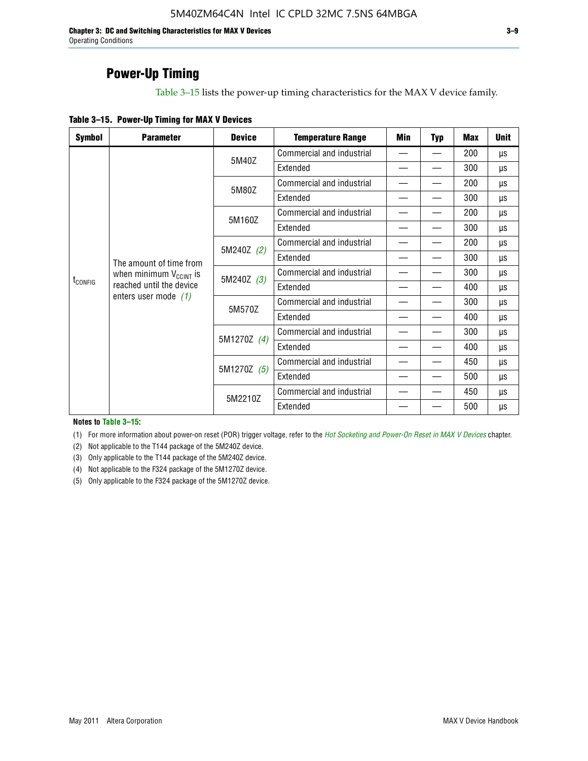## Power-Up Timing

Table 3–15 lists the power-up timing characteristics for the MAX V device family.

**Table 3–15. Power-Up Timing for MAX V Devices**

| Symbol | Parameter | Device | Temperature Range | Min | Typ | Max | Unit |
|---|---|---|---|---|---|---|---|
| $t_{CONFIG}$ | The amount of time from when minimum $V_{CCINT}$ is reached until the device enters user mode *(1)* | 5M40Z | Commercial and industrial | — | — | 200 | µs |
| | | | Extended | — | — | 300 | µs |
| | | 5M80Z | Commercial and industrial | — | — | 200 | µs |
| | | | Extended | — | — | 300 | µs |
| | | 5M160Z | Commercial and industrial | — | — | 200 | µs |
| | | | Extended | — | — | 300 | µs |
| | | 5M240Z *(2)* | Commercial and industrial | — | — | 200 | µs |
| | | | Extended | — | — | 300 | µs |
| | | 5M240Z *(3)* | Commercial and industrial | — | — | 300 | µs |
| | | | Extended | — | — | 400 | µs |
| | | 5M570Z | Commercial and industrial | — | — | 300 | µs |
| | | | Extended | — | — | 400 | µs |
| | | 5M1270Z *(4)* | Commercial and industrial | — | — | 300 | µs |
| | | | Extended | — | — | 400 | µs |
| | | 5M1270Z *(5)* | Commercial and industrial | — | — | 450 | µs |
| | | | Extended | — | — | 500 | µs |
| | | 5M2210Z | Commercial and industrial | — | — | 450 | µs |
| | | | Extended | — | — | 500 | µs |

**Notes to Table 3–15:**

(1) For more information about power-on reset (POR) trigger voltage, refer to the *Hot Socketing and Power-On Reset in MAX V Devices* chapter.

(2) Not applicable to the T144 package of the 5M240Z device.

(3) Only applicable to the T144 package of the 5M240Z device.

(4) Not applicable to the F324 package of the 5M1270Z device.

(5) Only applicable to the F324 package of the 5M1270Z device.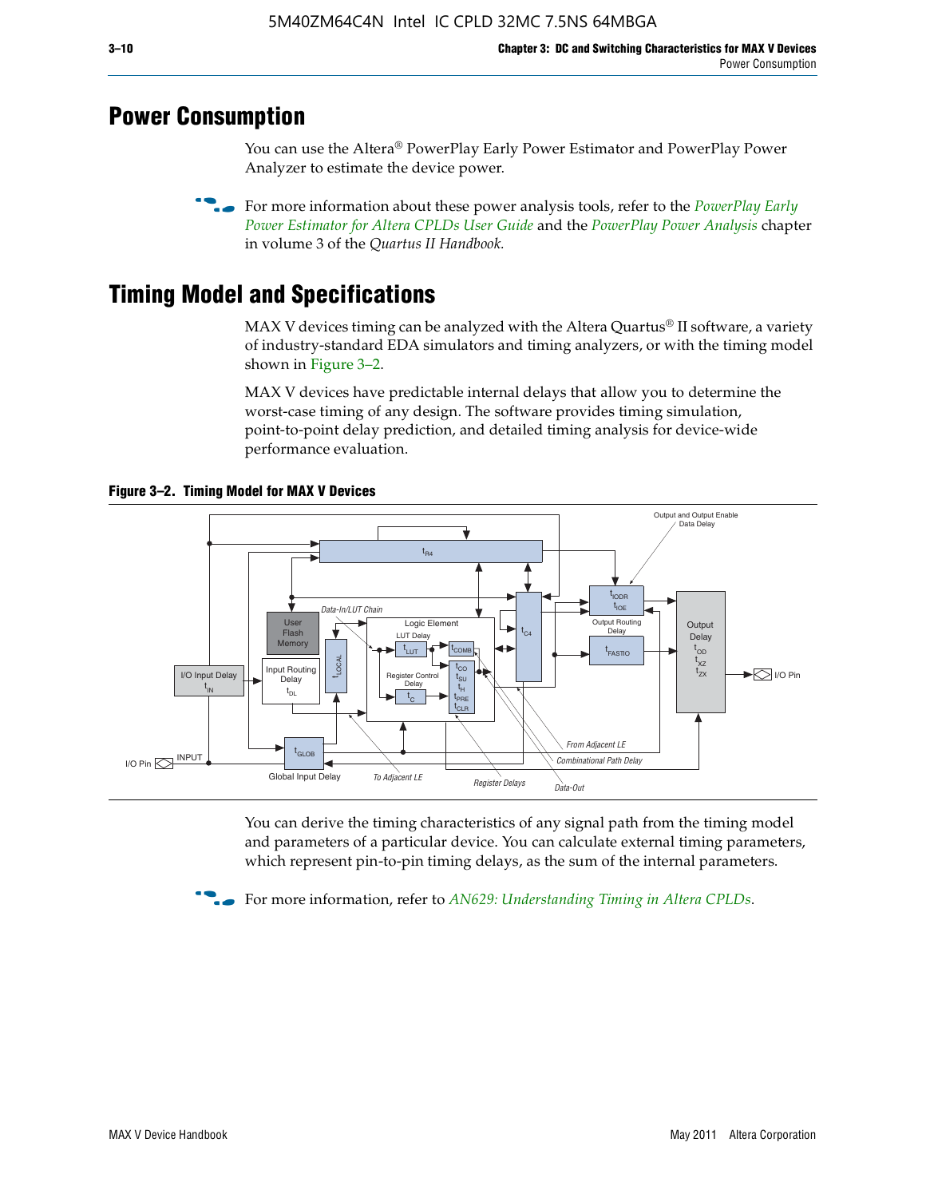## Power Consumption

You can use the Altera® PowerPlay Early Power Estimator and PowerPlay Power Analyzer to estimate the device power.

For more information about these power analysis tools, refer to the *PowerPlay Early Power Estimator for Altera CPLDs User Guide* and the *PowerPlay Power Analysis* chapter in volume 3 of the *Quartus II Handbook.*

## Timing Model and Specifications

MAX V devices timing can be analyzed with the Altera Quartus® II software, a variety of industry-standard EDA simulators and timing analyzers, or with the timing model shown in Figure 3–2.

MAX V devices have predictable internal delays that allow you to determine the worst-case timing of any design. The software provides timing simulation, point-to-point delay prediction, and detailed timing analysis for device-wide performance evaluation.

**Figure 3–2. Timing Model for MAX V Devices**

You can derive the timing characteristics of any signal path from the timing model and parameters of a particular device. You can calculate external timing parameters, which represent pin-to-pin timing delays, as the sum of the internal parameters.

For more information, refer to *AN629: Understanding Timing in Altera CPLDs*.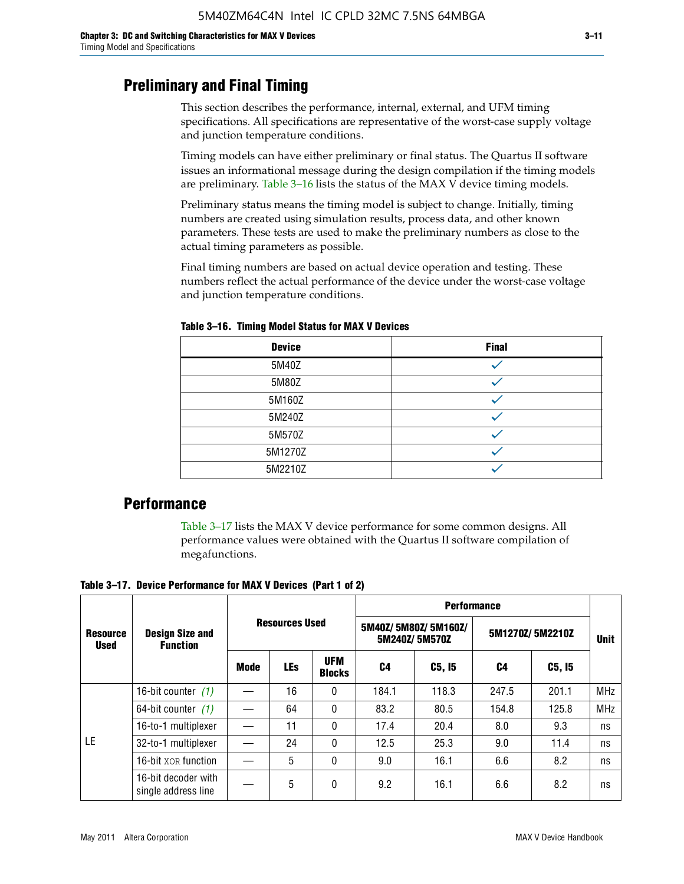## Preliminary and Final Timing

This section describes the performance, internal, external, and UFM timing specifications. All specifications are representative of the worst-case supply voltage and junction temperature conditions.

Timing models can have either preliminary or final status. The Quartus II software issues an informational message during the design compilation if the timing models are preliminary. Table 3–16 lists the status of the MAX V device timing models.

Preliminary status means the timing model is subject to change. Initially, timing numbers are created using simulation results, process data, and other known parameters. These tests are used to make the preliminary numbers as close to the actual timing parameters as possible.

Final timing numbers are based on actual device operation and testing. These numbers reflect the actual performance of the device under the worst-case voltage and junction temperature conditions.

**Table 3–16. Timing Model Status for MAX V Devices**

| Device | Final |
|---|---|
| 5M40Z | ✓ |
| 5M80Z | ✓ |
| 5M160Z | ✓ |
| 5M240Z | ✓ |
| 5M570Z | ✓ |
| 5M1270Z | ✓ |
| 5M2210Z | ✓ |

## Performance

Table 3–17 lists the MAX V device performance for some common designs. All performance values were obtained with the Quartus II software compilation of megafunctions.

**Table 3–17. Device Performance for MAX V Devices (Part 1 of 2)**

| Resource Used | Design Size and Function | Resources Used | | | Performance | | | | Unit |
|---|---|---|---|---|---|---|---|---|---|
| | | | | | 5M40Z/ 5M80Z/ 5M160Z/ 5M240Z/ 5M570Z | | 5M1270Z/ 5M2210Z | | |
| | | Mode | LEs | UFM Blocks | C4 | C5, I5 | C4 | C5, I5 | |
| LE | 16-bit counter (1) | — | 16 | 0 | 184.1 | 118.3 | 247.5 | 201.1 | MHz |
| | 64-bit counter (1) | — | 64 | 0 | 83.2 | 80.5 | 154.8 | 125.8 | MHz |
| | 16-to-1 multiplexer | — | 11 | 0 | 17.4 | 20.4 | 8.0 | 9.3 | ns |
| | 32-to-1 multiplexer | — | 24 | 0 | 12.5 | 25.3 | 9.0 | 11.4 | ns |
| | 16-bit XOR function | — | 5 | 0 | 9.0 | 16.1 | 6.6 | 8.2 | ns |
| | 16-bit decoder with single address line | — | 5 | 0 | 9.2 | 16.1 | 6.6 | 8.2 | ns |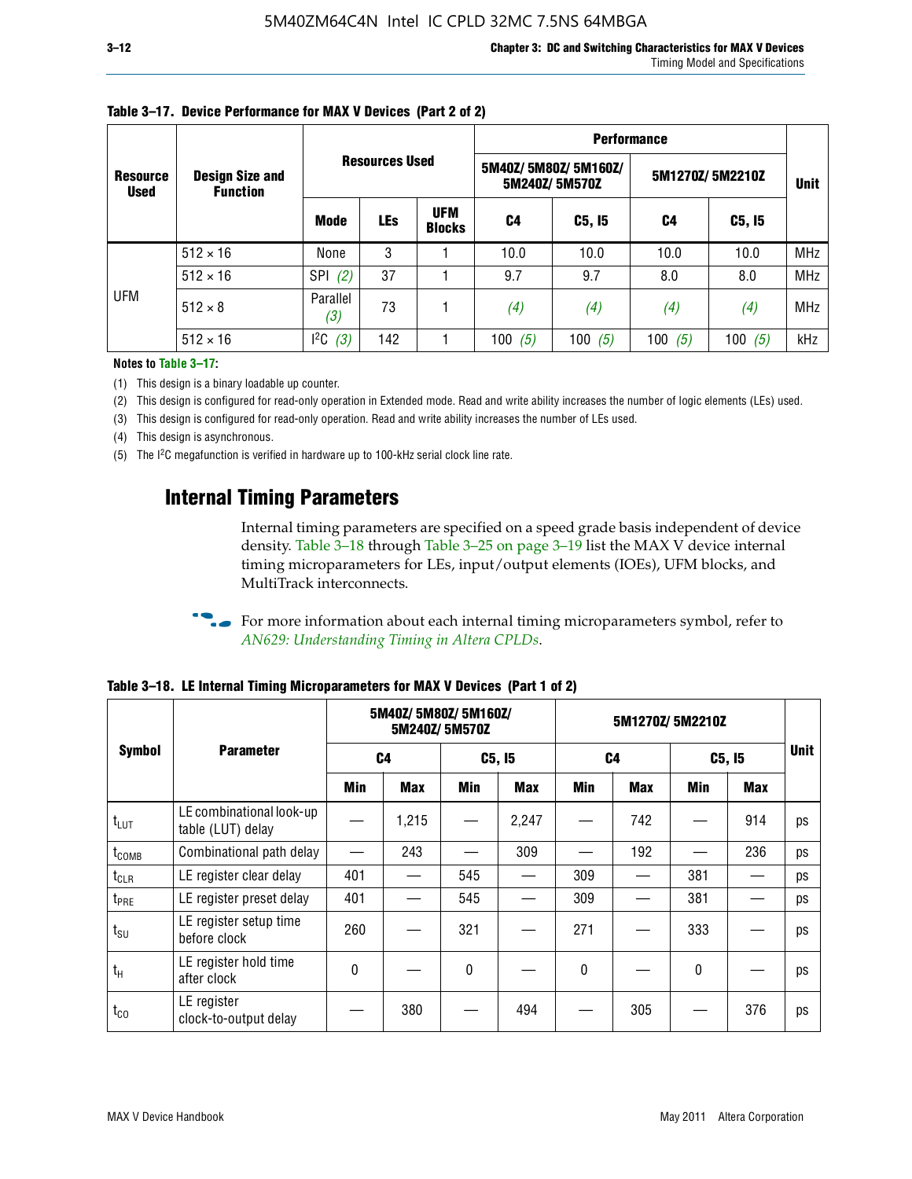**Table 3–17. Device Performance for MAX V Devices (Part 2 of 2)**

| Resource Used | Design Size and Function | Resources Used | | | Performance | | | | Unit |
|---|---|---|---|---|---|---|---|---|---|
| | | | | | 5M40Z/ 5M80Z/ 5M160Z/ 5M240Z/ 5M570Z | | 5M1270Z/ 5M2210Z | | |
| | | Mode | LEs | UFM Blocks | C4 | C5, I5 | C4 | C5, I5 | |
| UFM | 512 × 16 | None | 3 | 1 | 10.0 | 10.0 | 10.0 | 10.0 | MHz |
| | 512 × 16 | SPI *(2)* | 37 | 1 | 9.7 | 9.7 | 8.0 | 8.0 | MHz |
| | 512 × 8 | Parallel *(3)* | 73 | 1 | *(4)* | *(4)* | *(4)* | *(4)* | MHz |
| | 512 × 16 | I²C *(3)* | 142 | 1 | 100 *(5)* | 100 *(5)* | 100 *(5)* | 100 *(5)* | kHz |

**Notes to Table 3–17:**

(1) This design is a binary loadable up counter.

(2) This design is configured for read-only operation in Extended mode. Read and write ability increases the number of logic elements (LEs) used.

(3) This design is configured for read-only operation. Read and write ability increases the number of LEs used.

(4) This design is asynchronous.

(5) The I²C megafunction is verified in hardware up to 100-kHz serial clock line rate.

## Internal Timing Parameters

Internal timing parameters are specified on a speed grade basis independent of device density. Table 3–18 through Table 3–25 on page 3–19 list the MAX V device internal timing microparameters for LEs, input/output elements (IOEs), UFM blocks, and MultiTrack interconnects.

For more information about each internal timing microparameters symbol, refer to *AN629: Understanding Timing in Altera CPLDs*.

**Table 3–18. LE Internal Timing Microparameters for MAX V Devices (Part 1 of 2)**

| Symbol | Parameter | 5M40Z/ 5M80Z/ 5M160Z/ 5M240Z/ 5M570Z | | | | 5M1270Z/ 5M2210Z | | | | Unit |
|---|---|---|---|---|---|---|---|---|---|---|
| | | C4 | | C5, I5 | | C4 | | C5, I5 | | |
| | | Min | Max | Min | Max | Min | Max | Min | Max | |
| $t_{LUT}$ | LE combinational look-up table (LUT) delay | — | 1,215 | — | 2,247 | — | 742 | — | 914 | ps |
| $t_{COMB}$ | Combinational path delay | — | 243 | — | 309 | — | 192 | — | 236 | ps |
| $t_{CLR}$ | LE register clear delay | 401 | — | 545 | — | 309 | — | 381 | — | ps |
| $t_{PRE}$ | LE register preset delay | 401 | — | 545 | — | 309 | — | 381 | — | ps |
| $t_{SU}$ | LE register setup time before clock | 260 | — | 321 | — | 271 | — | 333 | — | ps |
| $t_H$ | LE register hold time after clock | 0 | — | 0 | — | 0 | — | 0 | — | ps |
| $t_{CO}$ | LE register clock-to-output delay | — | 380 | — | 494 | — | 305 | — | 376 | ps |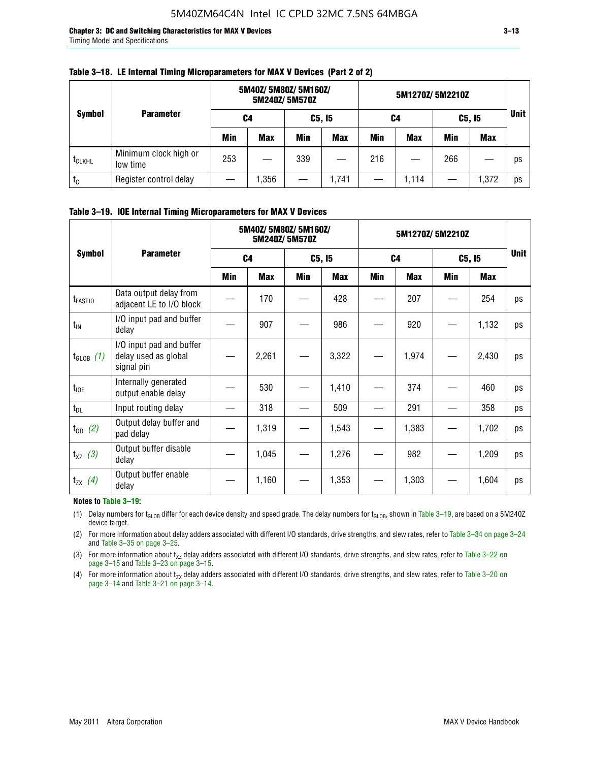**Table 3–18. LE Internal Timing Microparameters for MAX V Devices (Part 2 of 2)**

| Symbol | Parameter | 5M40Z/ 5M80Z/ 5M160Z/ 5M240Z/ 5M570Z | | | | 5M1270Z/ 5M2210Z | | | | Unit |
|---|---|---|---|---|---|---|---|---|---|---|
| | | C4 | | C5, I5 | | C4 | | C5, I5 | | |
| | | Min | Max | Min | Max | Min | Max | Min | Max | |
| $t_{CLKHL}$ | Minimum clock high or low time | 253 | — | 339 | — | 216 | — | 266 | — | ps |
| $t_C$ | Register control delay | — | 1,356 | — | 1,741 | — | 1,114 | — | 1,372 | ps |

**Table 3–19. IOE Internal Timing Microparameters for MAX V Devices**

| Symbol | Parameter | 5M40Z/ 5M80Z/ 5M160Z/ 5M240Z/ 5M570Z | | | | 5M1270Z/ 5M2210Z | | | | Unit |
|---|---|---|---|---|---|---|---|---|---|---|
| | | C4 | | C5, I5 | | C4 | | C5, I5 | | |
| | | Min | Max | Min | Max | Min | Max | Min | Max | |
| $t_{FASTIO}$ | Data output delay from adjacent LE to I/O block | — | 170 | — | 428 | — | 207 | — | 254 | ps |
| $t_{IN}$ | I/O input pad and buffer delay | — | 907 | — | 986 | — | 920 | — | 1,132 | ps |
| $t_{GLOB}$ *(1)* | I/O input pad and buffer delay used as global signal pin | — | 2,261 | — | 3,322 | — | 1,974 | — | 2,430 | ps |
| $t_{IOE}$ | Internally generated output enable delay | — | 530 | — | 1,410 | — | 374 | — | 460 | ps |
| $t_{DL}$ | Input routing delay | — | 318 | — | 509 | — | 291 | — | 358 | ps |
| $t_{OD}$ *(2)* | Output delay buffer and pad delay | — | 1,319 | — | 1,543 | — | 1,383 | — | 1,702 | ps |
| $t_{XZ}$ *(3)* | Output buffer disable delay | — | 1,045 | — | 1,276 | — | 982 | — | 1,209 | ps |
| $t_{ZX}$ *(4)* | Output buffer enable delay | — | 1,160 | — | 1,353 | — | 1,303 | — | 1,604 | ps |

**Notes to Table 3–19:**

(1) Delay numbers for $t_{GLOB}$ differ for each device density and speed grade. The delay numbers for $t_{GLOB}$, shown in Table 3–19, are based on a 5M240Z device target.

(2) For more information about delay adders associated with different I/O standards, drive strengths, and slew rates, refer to Table 3–34 on page 3–24 and Table 3–35 on page 3–25.

(3) For more information about $t_{XZ}$ delay adders associated with different I/O standards, drive strengths, and slew rates, refer to Table 3–22 on page 3–15 and Table 3–23 on page 3–15.

(4) For more information about $t_{ZX}$ delay adders associated with different I/O standards, drive strengths, and slew rates, refer to Table 3–20 on page 3–14 and Table 3–21 on page 3–14.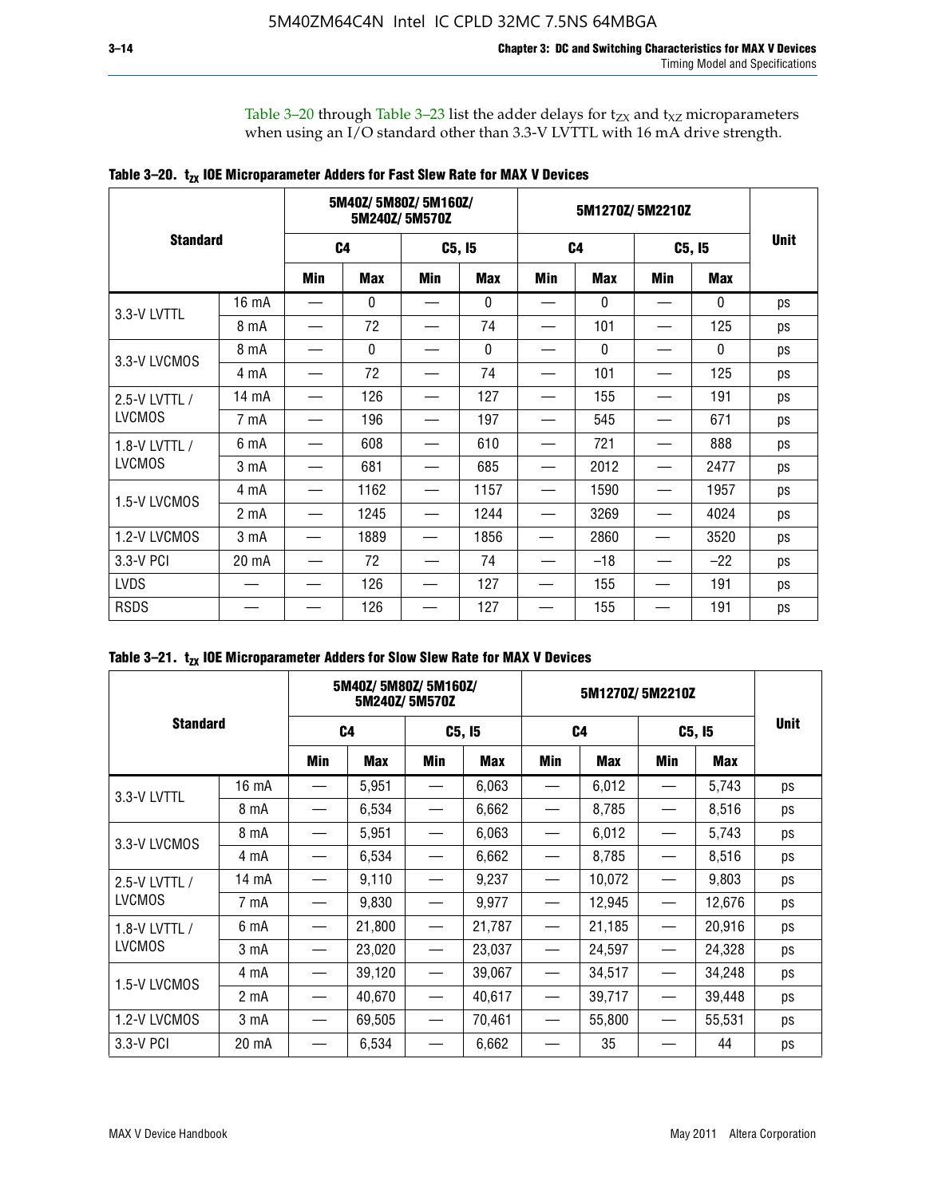Table 3–20 through Table 3–23 list the adder delays for $t_{ZX}$ and $t_{XZ}$ microparameters when using an I/O standard other than 3.3-V LVTTL with 16 mA drive strength.

**Table 3–20. $t_{ZX}$ IOE Microparameter Adders for Fast Slew Rate for MAX V Devices**

| Standard | | 5M40Z/ 5M80Z/ 5M160Z/ 5M240Z/ 5M570Z | | | | 5M1270Z/ 5M2210Z | | | | Unit |
|---|---|---|---|---|---|---|---|---|---|---|
| | | C4 | | C5, I5 | | C4 | | C5, I5 | | |
| | | Min | Max | Min | Max | Min | Max | Min | Max | |
| 3.3-V LVTTL | 16 mA | — | 0 | — | 0 | — | 0 | — | 0 | ps |
| | 8 mA | — | 72 | — | 74 | — | 101 | — | 125 | ps |
| 3.3-V LVCMOS | 8 mA | — | 0 | — | 0 | — | 0 | — | 0 | ps |
| | 4 mA | — | 72 | — | 74 | — | 101 | — | 125 | ps |
| 2.5-V LVTTL / LVCMOS | 14 mA | — | 126 | — | 127 | — | 155 | — | 191 | ps |
| | 7 mA | — | 196 | — | 197 | — | 545 | — | 671 | ps |
| 1.8-V LVTTL / LVCMOS | 6 mA | — | 608 | — | 610 | — | 721 | — | 888 | ps |
| | 3 mA | — | 681 | — | 685 | — | 2012 | — | 2477 | ps |
| 1.5-V LVCMOS | 4 mA | — | 1162 | — | 1157 | — | 1590 | — | 1957 | ps |
| | 2 mA | — | 1245 | — | 1244 | — | 3269 | — | 4024 | ps |
| 1.2-V LVCMOS | 3 mA | — | 1889 | — | 1856 | — | 2860 | — | 3520 | ps |
| 3.3-V PCI | 20 mA | — | 72 | — | 74 | — | –18 | — | –22 | ps |
| LVDS | — | — | 126 | — | 127 | — | 155 | — | 191 | ps |
| RSDS | — | — | 126 | — | 127 | — | 155 | — | 191 | ps |

**Table 3–21. $t_{ZX}$ IOE Microparameter Adders for Slow Slew Rate for MAX V Devices**

| Standard | | 5M40Z/ 5M80Z/ 5M160Z/ 5M240Z/ 5M570Z | | | | 5M1270Z/ 5M2210Z | | | | Unit |
|---|---|---|---|---|---|---|---|---|---|---|
| | | C4 | | C5, I5 | | C4 | | C5, I5 | | |
| | | Min | Max | Min | Max | Min | Max | Min | Max | |
| 3.3-V LVTTL | 16 mA | — | 5,951 | — | 6,063 | — | 6,012 | — | 5,743 | ps |
| | 8 mA | — | 6,534 | — | 6,662 | — | 8,785 | — | 8,516 | ps |
| 3.3-V LVCMOS | 8 mA | — | 5,951 | — | 6,063 | — | 6,012 | — | 5,743 | ps |
| | 4 mA | — | 6,534 | — | 6,662 | — | 8,785 | — | 8,516 | ps |
| 2.5-V LVTTL / LVCMOS | 14 mA | — | 9,110 | — | 9,237 | — | 10,072 | — | 9,803 | ps |
| | 7 mA | — | 9,830 | — | 9,977 | — | 12,945 | — | 12,676 | ps |
| 1.8-V LVTTL / LVCMOS | 6 mA | — | 21,800 | — | 21,787 | — | 21,185 | — | 20,916 | ps |
| | 3 mA | — | 23,020 | — | 23,037 | — | 24,597 | — | 24,328 | ps |
| 1.5-V LVCMOS | 4 mA | — | 39,120 | — | 39,067 | — | 34,517 | — | 34,248 | ps |
| | 2 mA | — | 40,670 | — | 40,617 | — | 39,717 | — | 39,448 | ps |
| 1.2-V LVCMOS | 3 mA | — | 69,505 | — | 70,461 | — | 55,800 | — | 55,531 | ps |
| 3.3-V PCI | 20 mA | — | 6,534 | — | 6,662 | — | 35 | — | 44 | ps |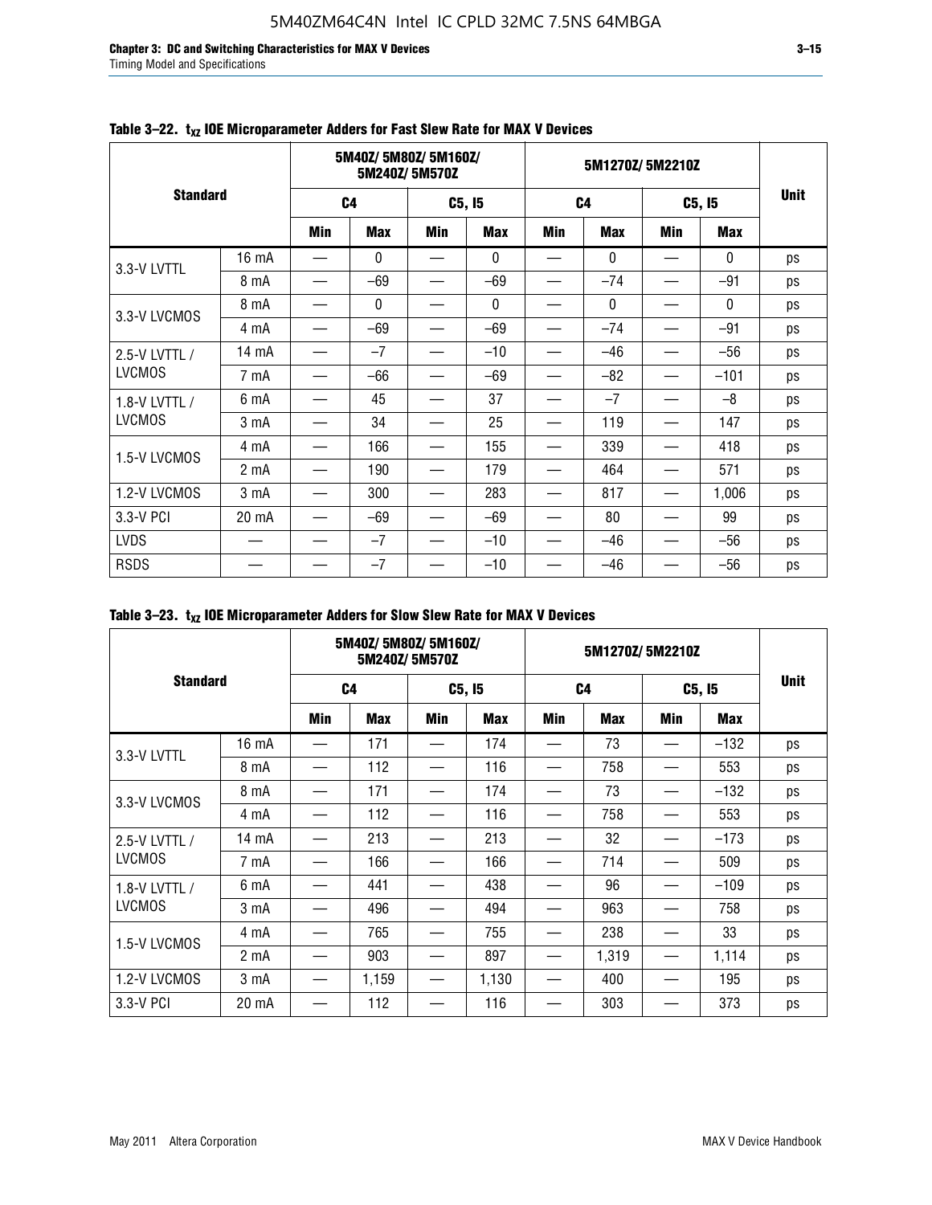**Table 3–22. $t_{XZ}$ IOE Microparameter Adders for Fast Slew Rate for MAX V Devices**

| Standard | | 5M40Z/ 5M80Z/ 5M160Z/ 5M240Z/ 5M570Z | | | | 5M1270Z/ 5M2210Z | | | | Unit |
|---|---|---|---|---|---|---|---|---|---|---|
| | | C4 | | C5, I5 | | C4 | | C5, I5 | | |
| | | Min | Max | Min | Max | Min | Max | Min | Max | |
| 3.3-V LVTTL | 16 mA | — | 0 | — | 0 | — | 0 | — | 0 | ps |
| | 8 mA | — | –69 | — | –69 | — | –74 | — | –91 | ps |
| 3.3-V LVCMOS | 8 mA | — | 0 | — | 0 | — | 0 | — | 0 | ps |
| | 4 mA | — | –69 | — | –69 | — | –74 | — | –91 | ps |
| 2.5-V LVTTL / LVCMOS | 14 mA | — | –7 | — | –10 | — | –46 | — | –56 | ps |
| | 7 mA | — | –66 | — | –69 | — | –82 | — | –101 | ps |
| 1.8-V LVTTL / LVCMOS | 6 mA | — | 45 | — | 37 | — | –7 | — | –8 | ps |
| | 3 mA | — | 34 | — | 25 | — | 119 | — | 147 | ps |
| 1.5-V LVCMOS | 4 mA | — | 166 | — | 155 | — | 339 | — | 418 | ps |
| | 2 mA | — | 190 | — | 179 | — | 464 | — | 571 | ps |
| 1.2-V LVCMOS | 3 mA | — | 300 | — | 283 | — | 817 | — | 1,006 | ps |
| 3.3-V PCI | 20 mA | — | –69 | — | –69 | — | 80 | — | 99 | ps |
| LVDS | — | — | –7 | — | –10 | — | –46 | — | –56 | ps |
| RSDS | — | — | –7 | — | –10 | — | –46 | — | –56 | ps |

**Table 3–23. $t_{XZ}$ IOE Microparameter Adders for Slow Slew Rate for MAX V Devices**

| Standard | | 5M40Z/ 5M80Z/ 5M160Z/ 5M240Z/ 5M570Z | | | | 5M1270Z/ 5M2210Z | | | | Unit |
|---|---|---|---|---|---|---|---|---|---|---|
| | | C4 | | C5, I5 | | C4 | | C5, I5 | | |
| | | Min | Max | Min | Max | Min | Max | Min | Max | |
| 3.3-V LVTTL | 16 mA | — | 171 | — | 174 | — | 73 | — | –132 | ps |
| | 8 mA | — | 112 | — | 116 | — | 758 | — | 553 | ps |
| 3.3-V LVCMOS | 8 mA | — | 171 | — | 174 | — | 73 | — | –132 | ps |
| | 4 mA | — | 112 | — | 116 | — | 758 | — | 553 | ps |
| 2.5-V LVTTL / LVCMOS | 14 mA | — | 213 | — | 213 | — | 32 | — | –173 | ps |
| | 7 mA | — | 166 | — | 166 | — | 714 | — | 509 | ps |
| 1.8-V LVTTL / LVCMOS | 6 mA | — | 441 | — | 438 | — | 96 | — | –109 | ps |
| | 3 mA | — | 496 | — | 494 | — | 963 | — | 758 | ps |
| 1.5-V LVCMOS | 4 mA | — | 765 | — | 755 | — | 238 | — | 33 | ps |
| | 2 mA | — | 903 | — | 897 | — | 1,319 | — | 1,114 | ps |
| 1.2-V LVCMOS | 3 mA | — | 1,159 | — | 1,130 | — | 400 | — | 195 | ps |
| 3.3-V PCI | 20 mA | — | 112 | — | 116 | — | 303 | — | 373 | ps |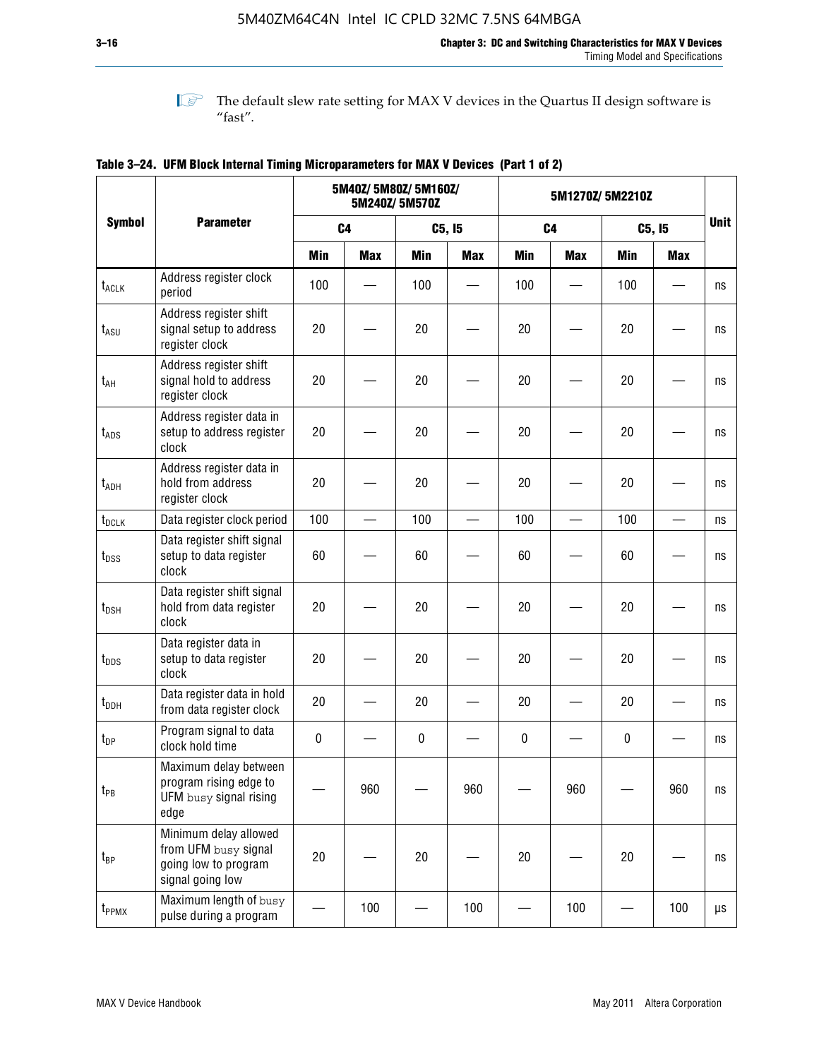The default slew rate setting for MAX V devices in the Quartus II design software is "fast".

**Table 3–24. UFM Block Internal Timing Microparameters for MAX V Devices (Part 1 of 2)**

| Symbol | Parameter | 5M40Z/ 5M80Z/ 5M160Z/ 5M240Z/ 5M570Z | | | | 5M1270Z/ 5M2210Z | | | | Unit |
|---|---|---|---|---|---|---|---|---|---|---|
| | | C4 | | C5, I5 | | C4 | | C5, I5 | | |
| | | Min | Max | Min | Max | Min | Max | Min | Max | |
| $t_{ACLK}$ | Address register clock period | 100 | — | 100 | — | 100 | — | 100 | — | ns |
| $t_{ASU}$ | Address register shift signal setup to address register clock | 20 | — | 20 | — | 20 | — | 20 | — | ns |
| $t_{AH}$ | Address register shift signal hold to address register clock | 20 | — | 20 | — | 20 | — | 20 | — | ns |
| $t_{ADS}$ | Address register data in setup to address register clock | 20 | — | 20 | — | 20 | — | 20 | — | ns |
| $t_{ADH}$ | Address register data in hold from address register clock | 20 | — | 20 | — | 20 | — | 20 | — | ns |
| $t_{DCLK}$ | Data register clock period | 100 | — | 100 | — | 100 | — | 100 | — | ns |
| $t_{DSS}$ | Data register shift signal setup to data register clock | 60 | — | 60 | — | 60 | — | 60 | — | ns |
| $t_{DSH}$ | Data register shift signal hold from data register clock | 20 | — | 20 | — | 20 | — | 20 | — | ns |
| $t_{DDS}$ | Data register data in setup to data register clock | 20 | — | 20 | — | 20 | — | 20 | — | ns |
| $t_{DDH}$ | Data register data in hold from data register clock | 20 | — | 20 | — | 20 | — | 20 | — | ns |
| $t_{DP}$ | Program signal to data clock hold time | 0 | — | 0 | — | 0 | — | 0 | — | ns |
| $t_{PB}$ | Maximum delay between program rising edge to UFM busy signal rising edge | — | 960 | — | 960 | — | 960 | — | 960 | ns |
| $t_{BP}$ | Minimum delay allowed from UFM busy signal going low to program signal going low | 20 | — | 20 | — | 20 | — | 20 | — | ns |
| $t_{PPMX}$ | Maximum length of busy pulse during a program | — | 100 | — | 100 | — | 100 | — | 100 | μs |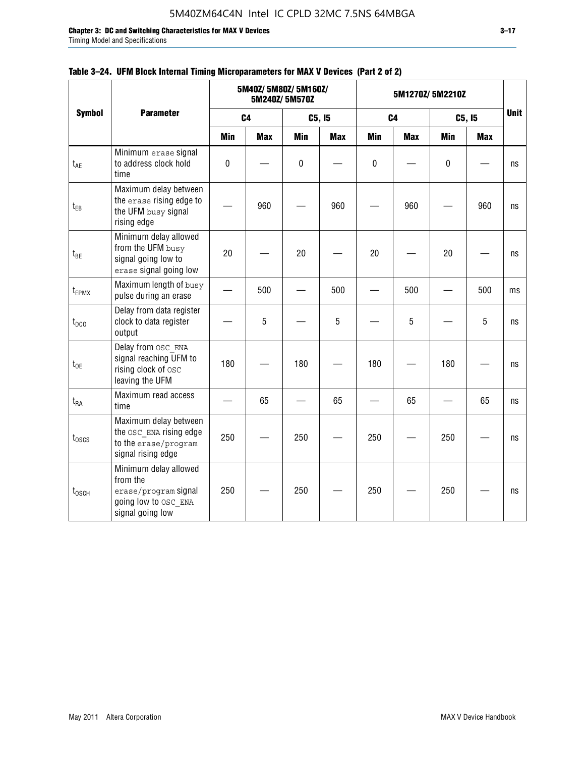**Table 3–24. UFM Block Internal Timing Microparameters for MAX V Devices (Part 2 of 2)**

| Symbol | Parameter | 5M40Z/ 5M80Z/ 5M160Z/ 5M240Z/ 5M570Z | | | | 5M1270Z/ 5M2210Z | | | | Unit |
|---|---|---|---|---|---|---|---|---|---|---|
| | | C4 | | C5, I5 | | C4 | | C5, I5 | | |
| | | Min | Max | Min | Max | Min | Max | Min | Max | |
| $t_{AE}$ | Minimum erase signal to address clock hold time | 0 | — | 0 | — | 0 | — | 0 | — | ns |
| $t_{EB}$ | Maximum delay between the erase rising edge to the UFM busy signal rising edge | — | 960 | — | 960 | — | 960 | — | 960 | ns |
| $t_{BE}$ | Minimum delay allowed from the UFM busy signal going low to erase signal going low | 20 | — | 20 | — | 20 | — | 20 | — | ns |
| $t_{EPMX}$ | Maximum length of busy pulse during an erase | — | 500 | — | 500 | — | 500 | — | 500 | ms |
| $t_{DCO}$ | Delay from data register clock to data register output | — | 5 | — | 5 | — | 5 | — | 5 | ns |
| $t_{OE}$ | Delay from OSC_ENA signal reaching UFM to rising clock of OSC leaving the UFM | 180 | — | 180 | — | 180 | — | 180 | — | ns |
| $t_{RA}$ | Maximum read access time | — | 65 | — | 65 | — | 65 | — | 65 | ns |
| $t_{OSCS}$ | Maximum delay between the OSC_ENA rising edge to the erase/program signal rising edge | 250 | — | 250 | — | 250 | — | 250 | — | ns |
| $t_{OSCH}$ | Minimum delay allowed from the erase/program signal going low to OSC_ENA signal going low | 250 | — | 250 | — | 250 | — | 250 | — | ns |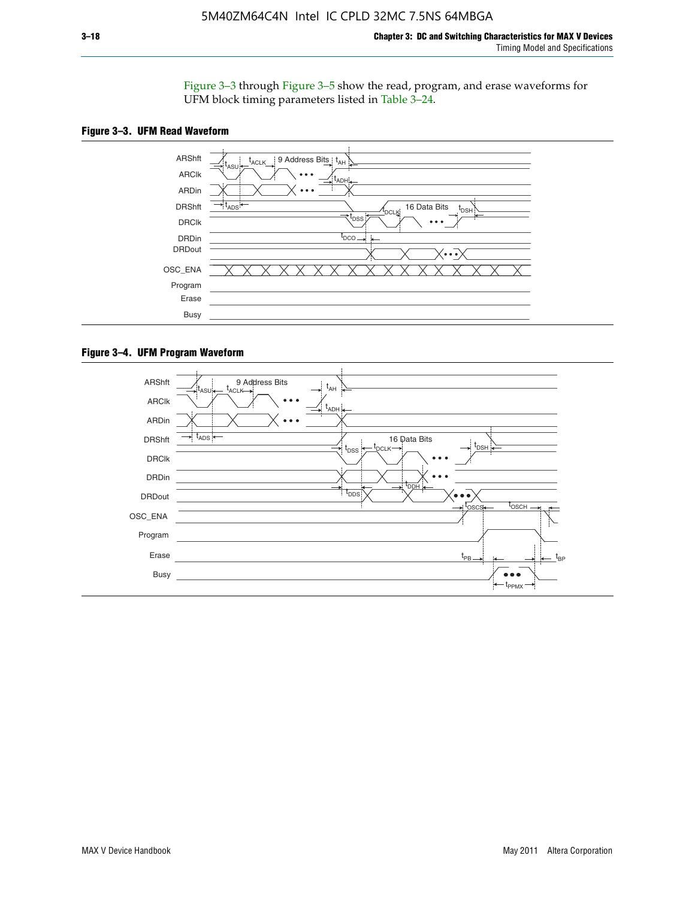Figure 3–3 through Figure 3–5 show the read, program, and erase waveforms for UFM block timing parameters listed in Table 3–24.

**Figure 3–3. UFM Read Waveform**

**Figure 3–4. UFM Program Waveform**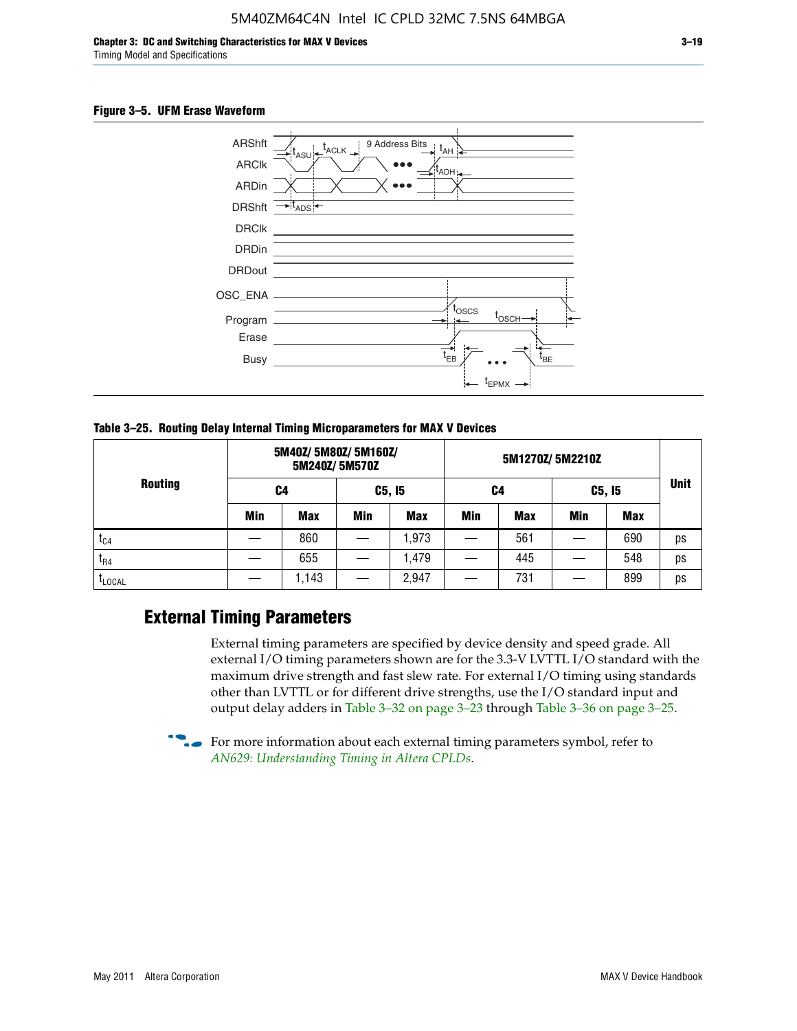**Figure 3–5. UFM Erase Waveform**

| Routing | 5M40Z/ 5M80Z/ 5M160Z/ 5M240Z/ 5M570Z | | | | 5M1270Z/ 5M2210Z | | | | Unit |
|---|---|---|---|---|---|---|---|---|---|
| | C4 | | C5, I5 | | C4 | | C5, I5 | | |
| | Min | Max | Min | Max | Min | Max | Min | Max | |
| $t_{C4}$ | — | 860 | — | 1,973 | — | 561 | — | 690 | ps |
| $t_{R4}$ | — | 655 | — | 1,479 | — | 445 | — | 548 | ps |
| $t_{LOCAL}$ | — | 1,143 | — | 2,947 | — | 731 | — | 899 | ps |

**Table 3–25. Routing Delay Internal Timing Microparameters for MAX V Devices**

## External Timing Parameters

External timing parameters are specified by device density and speed grade. All external I/O timing parameters shown are for the 3.3-V LVTTL I/O standard with the maximum drive strength and fast slew rate. For external I/O timing using standards other than LVTTL or for different drive strengths, use the I/O standard input and output delay adders in Table 3–32 on page 3–23 through Table 3–36 on page 3–25.

For more information about each external timing parameters symbol, refer to *AN629: Understanding Timing in Altera CPLDs*.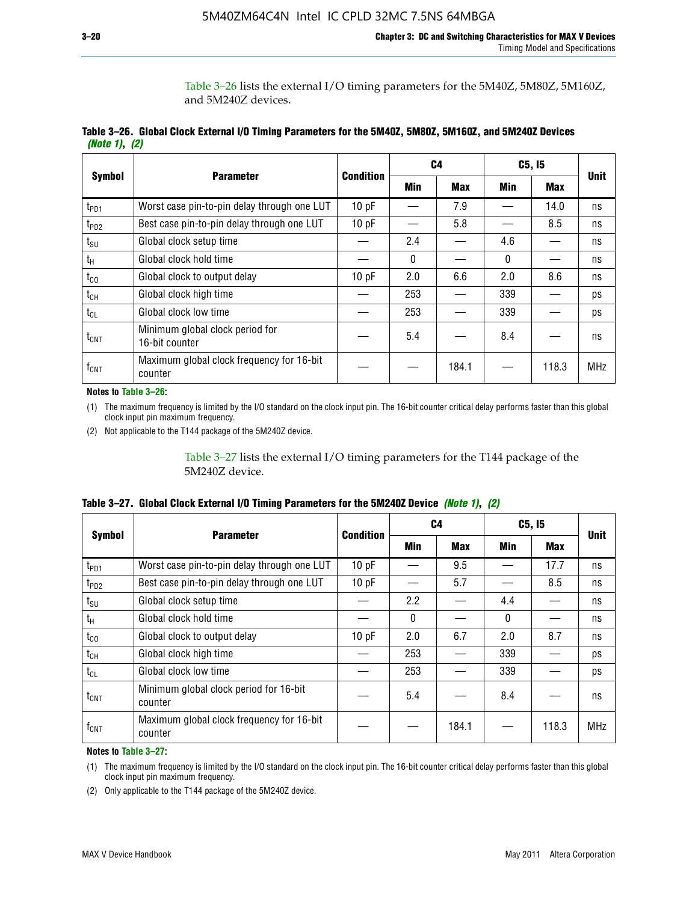Table 3–26 lists the external I/O timing parameters for the 5M40Z, 5M80Z, 5M160Z, and 5M240Z devices.

**Table 3–26. Global Clock External I/O Timing Parameters for the 5M40Z, 5M80Z, 5M160Z, and 5M240Z Devices** *(Note 1)*, *(2)*

| Symbol | Parameter | Condition | C4 | | C5, I5 | | Unit |
|---|---|---|---|---|---|---|---|
| | | | Min | Max | Min | Max | |
| $t_{PD1}$ | Worst case pin-to-pin delay through one LUT | 10 pF | — | 7.9 | — | 14.0 | ns |
| $t_{PD2}$ | Best case pin-to-pin delay through one LUT | 10 pF | — | 5.8 | — | 8.5 | ns |
| $t_{SU}$ | Global clock setup time | — | 2.4 | — | 4.6 | — | ns |
| $t_H$ | Global clock hold time | — | 0 | — | 0 | — | ns |
| $t_{CO}$ | Global clock to output delay | 10 pF | 2.0 | 6.6 | 2.0 | 8.6 | ns |
| $t_{CH}$ | Global clock high time | — | 253 | — | 339 | — | ps |
| $t_{CL}$ | Global clock low time | — | 253 | — | 339 | — | ps |
| $t_{CNT}$ | Minimum global clock period for 16-bit counter | — | 5.4 | — | 8.4 | — | ns |
| $f_{CNT}$ | Maximum global clock frequency for 16-bit counter | — | — | 184.1 | — | 118.3 | MHz |

**Notes to Table 3–26:**

(1) The maximum frequency is limited by the I/O standard on the clock input pin. The 16-bit counter critical delay performs faster than this global clock input pin maximum frequency.

(2) Not applicable to the T144 package of the 5M240Z device.

Table 3–27 lists the external I/O timing parameters for the T144 package of the 5M240Z device.

**Table 3–27. Global Clock External I/O Timing Parameters for the 5M240Z Device** *(Note 1)*, *(2)*

| Symbol | Parameter | Condition | C4 | | C5, I5 | | Unit |
|---|---|---|---|---|---|---|---|
| | | | Min | Max | Min | Max | |
| $t_{PD1}$ | Worst case pin-to-pin delay through one LUT | 10 pF | — | 9.5 | — | 17.7 | ns |
| $t_{PD2}$ | Best case pin-to-pin delay through one LUT | 10 pF | — | 5.7 | — | 8.5 | ns |
| $t_{SU}$ | Global clock setup time | — | 2.2 | — | 4.4 | — | ns |
| $t_H$ | Global clock hold time | — | 0 | — | 0 | — | ns |
| $t_{CO}$ | Global clock to output delay | 10 pF | 2.0 | 6.7 | 2.0 | 8.7 | ns |
| $t_{CH}$ | Global clock high time | — | 253 | — | 339 | — | ps |
| $t_{CL}$ | Global clock low time | — | 253 | — | 339 | — | ps |
| $t_{CNT}$ | Minimum global clock period for 16-bit counter | — | 5.4 | — | 8.4 | — | ns |
| $f_{CNT}$ | Maximum global clock frequency for 16-bit counter | — | — | 184.1 | — | 118.3 | MHz |

**Notes to Table 3–27:**

(1) The maximum frequency is limited by the I/O standard on the clock input pin. The 16-bit counter critical delay performs faster than this global clock input pin maximum frequency.

(2) Only applicable to the T144 package of the 5M240Z device.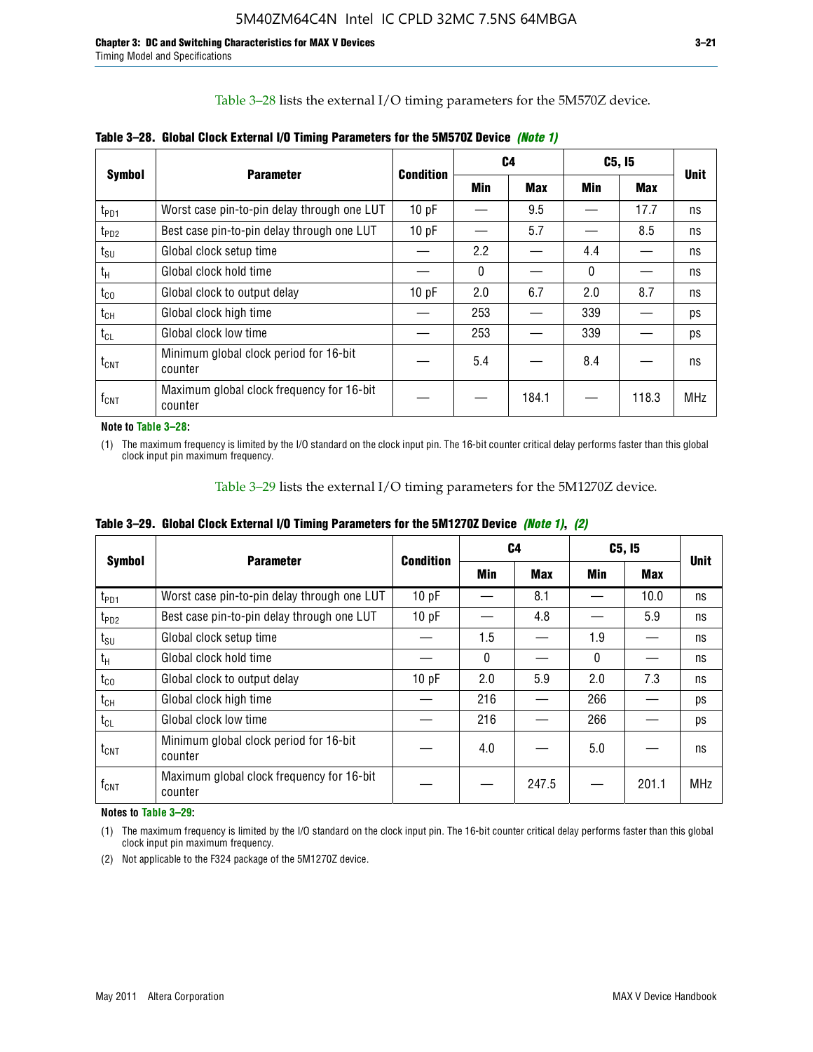Table 3–28 lists the external I/O timing parameters for the 5M570Z device.

**Table 3–28. Global Clock External I/O Timing Parameters for the 5M570Z Device *(Note 1)***

| Symbol | Parameter | Condition | C4 | | C5, I5 | | Unit |
|---|---|---|---|---|---|---|---|
| | | | Min | Max | Min | Max | |
| $t_{PD1}$ | Worst case pin-to-pin delay through one LUT | 10 pF | — | 9.5 | — | 17.7 | ns |
| $t_{PD2}$ | Best case pin-to-pin delay through one LUT | 10 pF | — | 5.7 | — | 8.5 | ns |
| $t_{SU}$ | Global clock setup time | — | 2.2 | — | 4.4 | — | ns |
| $t_{H}$ | Global clock hold time | — | 0 | — | 0 | — | ns |
| $t_{CO}$ | Global clock to output delay | 10 pF | 2.0 | 6.7 | 2.0 | 8.7 | ns |
| $t_{CH}$ | Global clock high time | — | 253 | — | 339 | — | ps |
| $t_{CL}$ | Global clock low time | — | 253 | — | 339 | — | ps |
| $t_{CNT}$ | Minimum global clock period for 16-bit counter | — | 5.4 | — | 8.4 | — | ns |
| $f_{CNT}$ | Maximum global clock frequency for 16-bit counter | — | — | 184.1 | — | 118.3 | MHz |

**Note to Table 3–28:**

(1) The maximum frequency is limited by the I/O standard on the clock input pin. The 16-bit counter critical delay performs faster than this global clock input pin maximum frequency.

Table 3–29 lists the external I/O timing parameters for the 5M1270Z device.

**Table 3–29. Global Clock External I/O Timing Parameters for the 5M1270Z Device *(Note 1)*, *(2)***

| Symbol | Parameter | Condition | C4 | | C5, I5 | | Unit |
|---|---|---|---|---|---|---|---|
| | | | Min | Max | Min | Max | |
| $t_{PD1}$ | Worst case pin-to-pin delay through one LUT | 10 pF | — | 8.1 | — | 10.0 | ns |
| $t_{PD2}$ | Best case pin-to-pin delay through one LUT | 10 pF | — | 4.8 | — | 5.9 | ns |
| $t_{SU}$ | Global clock setup time | — | 1.5 | — | 1.9 | — | ns |
| $t_{H}$ | Global clock hold time | — | 0 | — | 0 | — | ns |
| $t_{CO}$ | Global clock to output delay | 10 pF | 2.0 | 5.9 | 2.0 | 7.3 | ns |
| $t_{CH}$ | Global clock high time | — | 216 | — | 266 | — | ps |
| $t_{CL}$ | Global clock low time | — | 216 | — | 266 | — | ps |
| $t_{CNT}$ | Minimum global clock period for 16-bit counter | — | 4.0 | — | 5.0 | — | ns |
| $f_{CNT}$ | Maximum global clock frequency for 16-bit counter | — | — | 247.5 | — | 201.1 | MHz |

**Notes to Table 3–29:**

(1) The maximum frequency is limited by the I/O standard on the clock input pin. The 16-bit counter critical delay performs faster than this global clock input pin maximum frequency.

(2) Not applicable to the F324 package of the 5M1270Z device.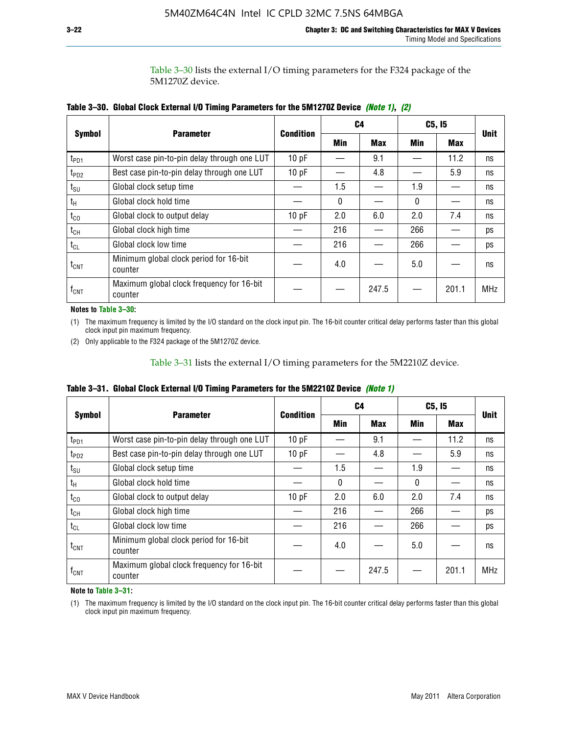Table 3–30 lists the external I/O timing parameters for the F324 package of the 5M1270Z device.

**Table 3–30. Global Clock External I/O Timing Parameters for the 5M1270Z Device** *(Note 1)*, *(2)*

| Symbol | Parameter | Condition | C4 | | C5, I5 | | Unit |
|---|---|---|---|---|---|---|---|
| | | | Min | Max | Min | Max | |
| $t_{PD1}$ | Worst case pin-to-pin delay through one LUT | 10 pF | — | 9.1 | — | 11.2 | ns |
| $t_{PD2}$ | Best case pin-to-pin delay through one LUT | 10 pF | — | 4.8 | — | 5.9 | ns |
| $t_{SU}$ | Global clock setup time | — | 1.5 | — | 1.9 | — | ns |
| $t_H$ | Global clock hold time | — | 0 | — | 0 | — | ns |
| $t_{CO}$ | Global clock to output delay | 10 pF | 2.0 | 6.0 | 2.0 | 7.4 | ns |
| $t_{CH}$ | Global clock high time | — | 216 | — | 266 | — | ps |
| $t_{CL}$ | Global clock low time | — | 216 | — | 266 | — | ps |
| $t_{CNT}$ | Minimum global clock period for 16-bit counter | — | 4.0 | — | 5.0 | — | ns |
| $f_{CNT}$ | Maximum global clock frequency for 16-bit counter | — | — | 247.5 | — | 201.1 | MHz |

**Notes to Table 3–30:**

(1) The maximum frequency is limited by the I/O standard on the clock input pin. The 16-bit counter critical delay performs faster than this global clock input pin maximum frequency.

(2) Only applicable to the F324 package of the 5M1270Z device.

Table 3–31 lists the external I/O timing parameters for the 5M2210Z device.

**Table 3–31. Global Clock External I/O Timing Parameters for the 5M2210Z Device** *(Note 1)*

| Symbol | Parameter | Condition | C4 | | C5, I5 | | Unit |
|---|---|---|---|---|---|---|---|
| | | | Min | Max | Min | Max | |
| $t_{PD1}$ | Worst case pin-to-pin delay through one LUT | 10 pF | — | 9.1 | — | 11.2 | ns |
| $t_{PD2}$ | Best case pin-to-pin delay through one LUT | 10 pF | — | 4.8 | — | 5.9 | ns |
| $t_{SU}$ | Global clock setup time | — | 1.5 | — | 1.9 | — | ns |
| $t_H$ | Global clock hold time | — | 0 | — | 0 | — | ns |
| $t_{CO}$ | Global clock to output delay | 10 pF | 2.0 | 6.0 | 2.0 | 7.4 | ns |
| $t_{CH}$ | Global clock high time | — | 216 | — | 266 | — | ps |
| $t_{CL}$ | Global clock low time | — | 216 | — | 266 | — | ps |
| $t_{CNT}$ | Minimum global clock period for 16-bit counter | — | 4.0 | — | 5.0 | — | ns |
| $f_{CNT}$ | Maximum global clock frequency for 16-bit counter | — | — | 247.5 | — | 201.1 | MHz |

**Note to Table 3–31:**

(1) The maximum frequency is limited by the I/O standard on the clock input pin. The 16-bit counter critical delay performs faster than this global clock input pin maximum frequency.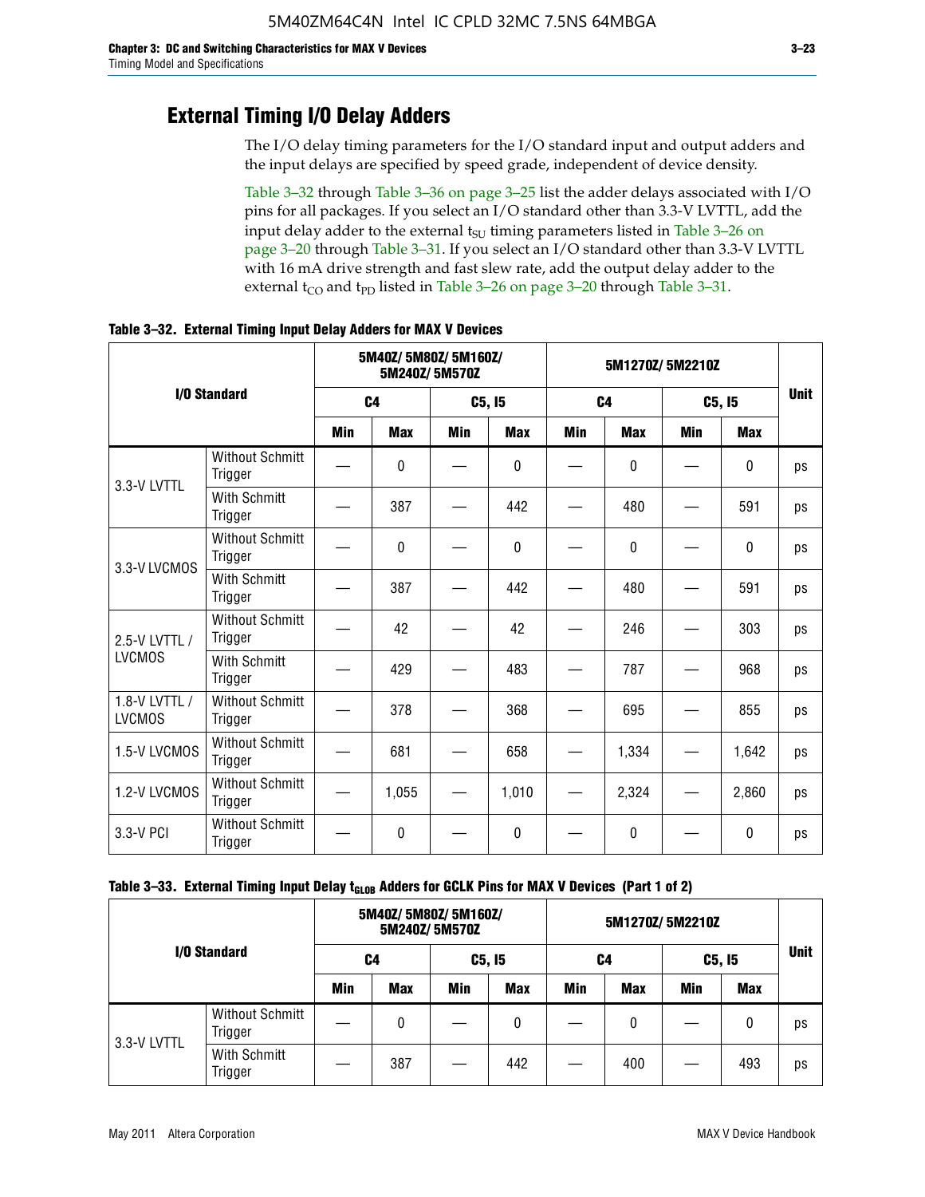## External Timing I/O Delay Adders

The I/O delay timing parameters for the I/O standard input and output adders and the input delays are specified by speed grade, independent of device density.

Table 3–32 through Table 3–36 on page 3–25 list the adder delays associated with I/O pins for all packages. If you select an I/O standard other than 3.3-V LVTTL, add the input delay adder to the external $t_{SU}$ timing parameters listed in Table 3–26 on page 3–20 through Table 3–31. If you select an I/O standard other than 3.3-V LVTTL with 16 mA drive strength and fast slew rate, add the output delay adder to the external $t_{CO}$ and $t_{PD}$ listed in Table 3–26 on page 3–20 through Table 3–31.

**Table 3–32. External Timing Input Delay Adders for MAX V Devices**

| I/O Standard | | 5M40Z/ 5M80Z/ 5M160Z/ 5M240Z/ 5M570Z | | | | 5M1270Z/ 5M2210Z | | | | Unit |
|---|---|---|---|---|---|---|---|---|---|---|
| | | C4 | | C5, I5 | | C4 | | C5, I5 | | |
| | | Min | Max | Min | Max | Min | Max | Min | Max | |
| 3.3-V LVTTL | Without Schmitt Trigger | — | 0 | — | 0 | — | 0 | — | 0 | ps |
| | With Schmitt Trigger | — | 387 | — | 442 | — | 480 | — | 591 | ps |
| 3.3-V LVCMOS | Without Schmitt Trigger | — | 0 | — | 0 | — | 0 | — | 0 | ps |
| | With Schmitt Trigger | — | 387 | — | 442 | — | 480 | — | 591 | ps |
| 2.5-V LVTTL / LVCMOS | Without Schmitt Trigger | — | 42 | — | 42 | — | 246 | — | 303 | ps |
| | With Schmitt Trigger | — | 429 | — | 483 | — | 787 | — | 968 | ps |
| 1.8-V LVTTL / LVCMOS | Without Schmitt Trigger | — | 378 | — | 368 | — | 695 | — | 855 | ps |
| 1.5-V LVCMOS | Without Schmitt Trigger | — | 681 | — | 658 | — | 1,334 | — | 1,642 | ps |
| 1.2-V LVCMOS | Without Schmitt Trigger | — | 1,055 | — | 1,010 | — | 2,324 | — | 2,860 | ps |
| 3.3-V PCI | Without Schmitt Trigger | — | 0 | — | 0 | — | 0 | — | 0 | ps |

**Table 3–33. External Timing Input Delay $t_{GLOB}$ Adders for GCLK Pins for MAX V Devices (Part 1 of 2)**

| I/O Standard | | 5M40Z/ 5M80Z/ 5M160Z/ 5M240Z/ 5M570Z | | | | 5M1270Z/ 5M2210Z | | | | Unit |
|---|---|---|---|---|---|---|---|---|---|---|
| | | C4 | | C5, I5 | | C4 | | C5, I5 | | |
| | | Min | Max | Min | Max | Min | Max | Min | Max | |
| 3.3-V LVTTL | Without Schmitt Trigger | — | 0 | — | 0 | — | 0 | — | 0 | ps |
| | With Schmitt Trigger | — | 387 | — | 442 | — | 400 | — | 493 | ps |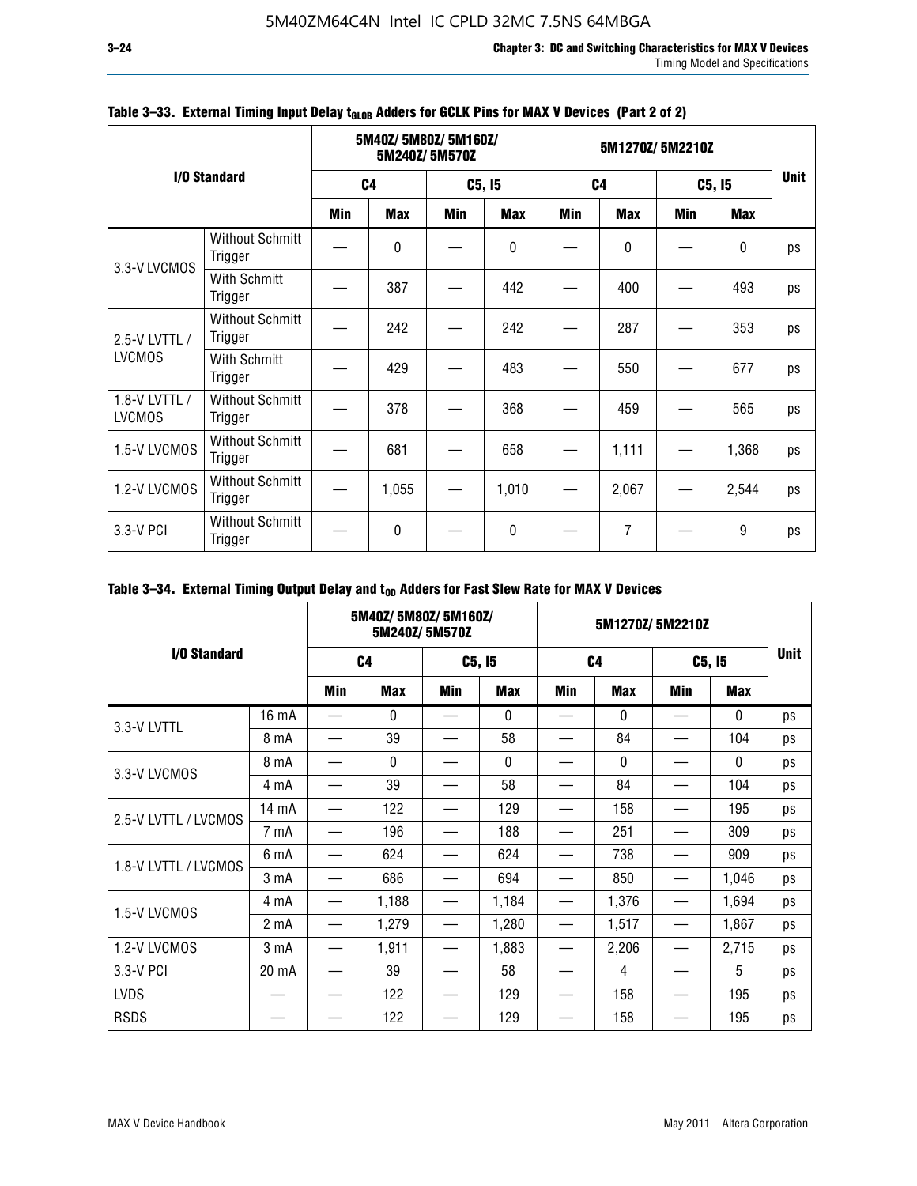**Table 3–33. External Timing Input Delay $t_{GLOB}$ Adders for GCLK Pins for MAX V Devices (Part 2 of 2)**

| I/O Standard | | 5M40Z/ 5M80Z/ 5M160Z/ 5M240Z/ 5M570Z | | | | 5M1270Z/ 5M2210Z | | | | Unit |
|---|---|---|---|---|---|---|---|---|---|---|
| | | C4 | | C5, I5 | | C4 | | C5, I5 | | |
| | | Min | Max | Min | Max | Min | Max | Min | Max | |
| 3.3-V LVCMOS | Without Schmitt Trigger | — | 0 | — | 0 | — | 0 | — | 0 | ps |
| | With Schmitt Trigger | — | 387 | — | 442 | — | 400 | — | 493 | ps |
| 2.5-V LVTTL / LVCMOS | Without Schmitt Trigger | — | 242 | — | 242 | — | 287 | — | 353 | ps |
| | With Schmitt Trigger | — | 429 | — | 483 | — | 550 | — | 677 | ps |
| 1.8-V LVTTL / LVCMOS | Without Schmitt Trigger | — | 378 | — | 368 | — | 459 | — | 565 | ps |
| 1.5-V LVCMOS | Without Schmitt Trigger | — | 681 | — | 658 | — | 1,111 | — | 1,368 | ps |
| 1.2-V LVCMOS | Without Schmitt Trigger | — | 1,055 | — | 1,010 | — | 2,067 | — | 2,544 | ps |
| 3.3-V PCI | Without Schmitt Trigger | — | 0 | — | 0 | — | 7 | — | 9 | ps |

**Table 3–34. External Timing Output Delay and $t_{OD}$ Adders for Fast Slew Rate for MAX V Devices**

| I/O Standard | | 5M40Z/ 5M80Z/ 5M160Z/ 5M240Z/ 5M570Z | | | | 5M1270Z/ 5M2210Z | | | | Unit |
|---|---|---|---|---|---|---|---|---|---|---|
| | | C4 | | C5, I5 | | C4 | | C5, I5 | | |
| | | Min | Max | Min | Max | Min | Max | Min | Max | |
| 3.3-V LVTTL | 16 mA | — | 0 | — | 0 | — | 0 | — | 0 | ps |
| | 8 mA | — | 39 | — | 58 | — | 84 | — | 104 | ps |
| 3.3-V LVCMOS | 8 mA | — | 0 | — | 0 | — | 0 | — | 0 | ps |
| | 4 mA | — | 39 | — | 58 | — | 84 | — | 104 | ps |
| 2.5-V LVTTL / LVCMOS | 14 mA | — | 122 | — | 129 | — | 158 | — | 195 | ps |
| | 7 mA | — | 196 | — | 188 | — | 251 | — | 309 | ps |
| 1.8-V LVTTL / LVCMOS | 6 mA | — | 624 | — | 624 | — | 738 | — | 909 | ps |
| | 3 mA | — | 686 | — | 694 | — | 850 | — | 1,046 | ps |
| 1.5-V LVCMOS | 4 mA | — | 1,188 | — | 1,184 | — | 1,376 | — | 1,694 | ps |
| | 2 mA | — | 1,279 | — | 1,280 | — | 1,517 | — | 1,867 | ps |
| 1.2-V LVCMOS | 3 mA | — | 1,911 | — | 1,883 | — | 2,206 | — | 2,715 | ps |
| 3.3-V PCI | 20 mA | — | 39 | — | 58 | — | 4 | — | 5 | ps |
| LVDS | — | — | 122 | — | 129 | — | 158 | — | 195 | ps |
| RSDS | — | — | 122 | — | 129 | — | 158 | — | 195 | ps |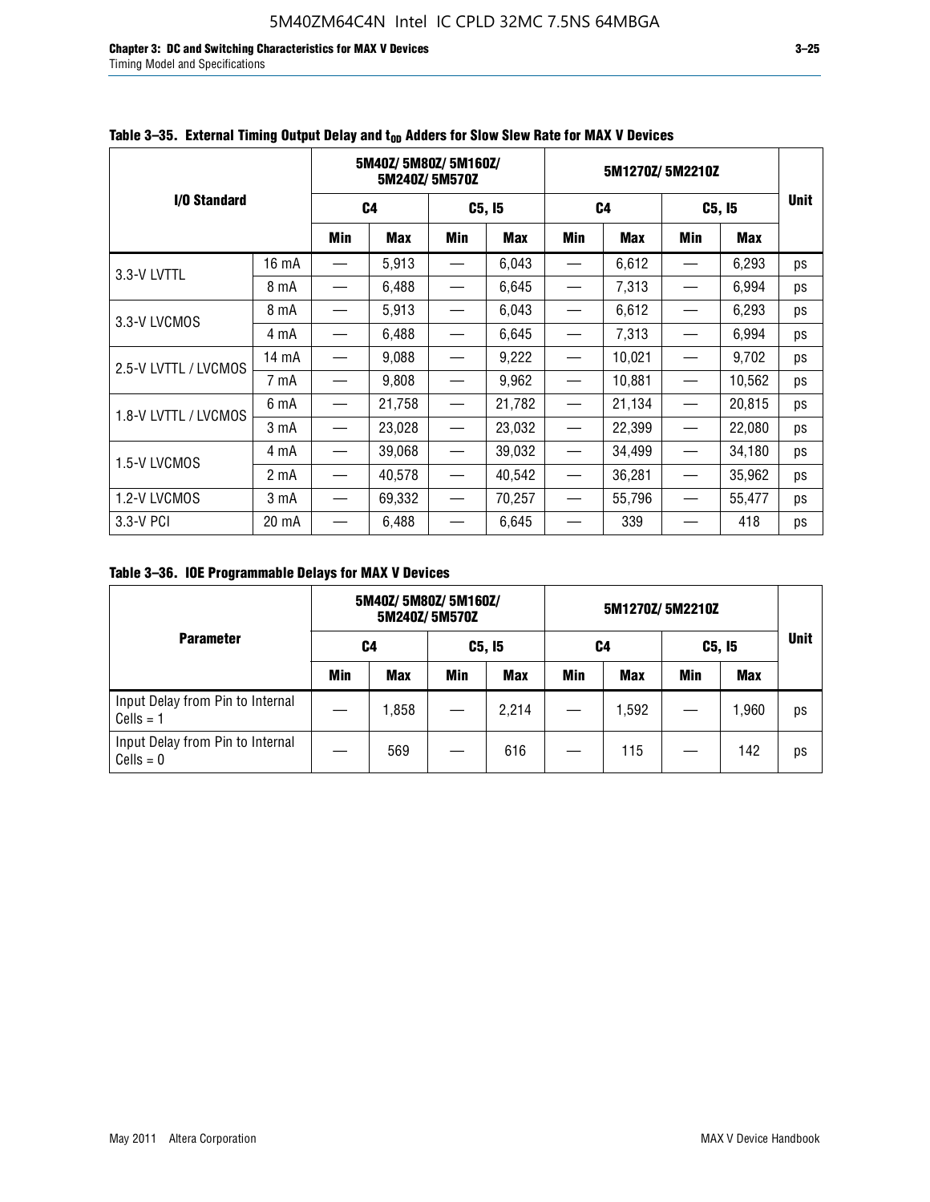**Table 3–35. External Timing Output Delay and $t_{OD}$ Adders for Slow Slew Rate for MAX V Devices**

| I/O Standard | | 5M40Z/ 5M80Z/ 5M160Z/ 5M240Z/ 5M570Z | | | | 5M1270Z/ 5M2210Z | | | | Unit |
|---|---|---|---|---|---|---|---|---|---|---|
| | | C4 | | C5, I5 | | C4 | | C5, I5 | | |
| | | Min | Max | Min | Max | Min | Max | Min | Max | |
| 3.3-V LVTTL | 16 mA | — | 5,913 | — | 6,043 | — | 6,612 | — | 6,293 | ps |
| | 8 mA | — | 6,488 | — | 6,645 | — | 7,313 | — | 6,994 | ps |
| 3.3-V LVCMOS | 8 mA | — | 5,913 | — | 6,043 | — | 6,612 | — | 6,293 | ps |
| | 4 mA | — | 6,488 | — | 6,645 | — | 7,313 | — | 6,994 | ps |
| 2.5-V LVTTL / LVCMOS | 14 mA | — | 9,088 | — | 9,222 | — | 10,021 | — | 9,702 | ps |
| | 7 mA | — | 9,808 | — | 9,962 | — | 10,881 | — | 10,562 | ps |
| 1.8-V LVTTL / LVCMOS | 6 mA | — | 21,758 | — | 21,782 | — | 21,134 | — | 20,815 | ps |
| | 3 mA | — | 23,028 | — | 23,032 | — | 22,399 | — | 22,080 | ps |
| 1.5-V LVCMOS | 4 mA | — | 39,068 | — | 39,032 | — | 34,499 | — | 34,180 | ps |
| | 2 mA | — | 40,578 | — | 40,542 | — | 36,281 | — | 35,962 | ps |
| 1.2-V LVCMOS | 3 mA | — | 69,332 | — | 70,257 | — | 55,796 | — | 55,477 | ps |
| 3.3-V PCI | 20 mA | — | 6,488 | — | 6,645 | — | 339 | — | 418 | ps |

**Table 3–36. IOE Programmable Delays for MAX V Devices**

| Parameter | 5M40Z/ 5M80Z/ 5M160Z/ 5M240Z/ 5M570Z | | | | 5M1270Z/ 5M2210Z | | | | Unit |
|---|---|---|---|---|---|---|---|---|---|
| | C4 | | C5, I5 | | C4 | | C5, I5 | | |
| | Min | Max | Min | Max | Min | Max | Min | Max | |
| Input Delay from Pin to Internal Cells = 1 | — | 1,858 | — | 2,214 | — | 1,592 | — | 1,960 | ps |
| Input Delay from Pin to Internal Cells = 0 | — | 569 | — | 616 | — | 115 | — | 142 | ps |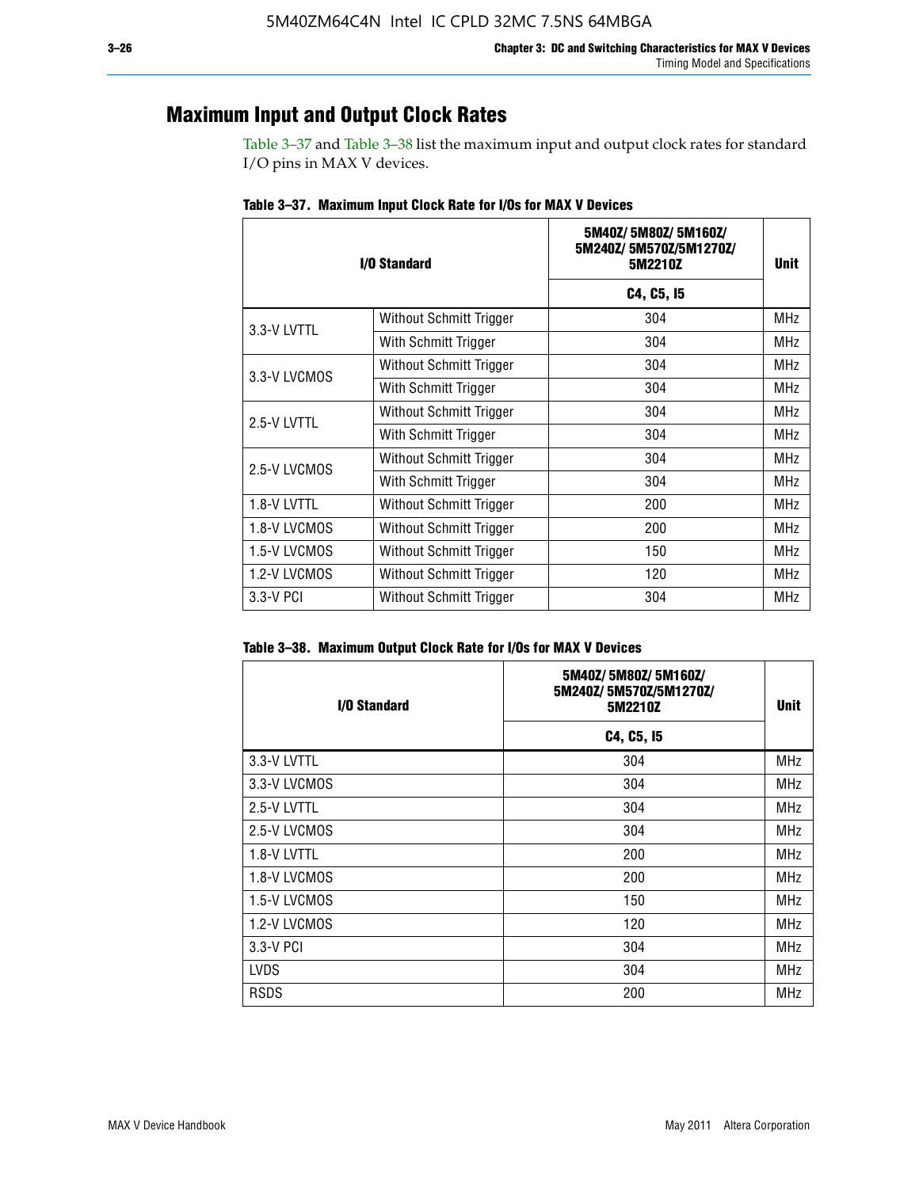## Maximum Input and Output Clock Rates

Table 3–37 and Table 3–38 list the maximum input and output clock rates for standard I/O pins in MAX V devices.

**Table 3–37. Maximum Input Clock Rate for I/Os for MAX V Devices**

| I/O Standard | | 5M40Z/ 5M80Z/ 5M160Z/ 5M240Z/ 5M570Z/5M1270Z/ 5M2210Z | Unit |
|---|---|---|---|
| | | C4, C5, I5 | |
| 3.3-V LVTTL | Without Schmitt Trigger | 304 | MHz |
| | With Schmitt Trigger | 304 | MHz |
| 3.3-V LVCMOS | Without Schmitt Trigger | 304 | MHz |
| | With Schmitt Trigger | 304 | MHz |
| 2.5-V LVTTL | Without Schmitt Trigger | 304 | MHz |
| | With Schmitt Trigger | 304 | MHz |
| 2.5-V LVCMOS | Without Schmitt Trigger | 304 | MHz |
| | With Schmitt Trigger | 304 | MHz |
| 1.8-V LVTTL | Without Schmitt Trigger | 200 | MHz |
| 1.8-V LVCMOS | Without Schmitt Trigger | 200 | MHz |
| 1.5-V LVCMOS | Without Schmitt Trigger | 150 | MHz |
| 1.2-V LVCMOS | Without Schmitt Trigger | 120 | MHz |
| 3.3-V PCI | Without Schmitt Trigger | 304 | MHz |

**Table 3–38. Maximum Output Clock Rate for I/Os for MAX V Devices**

| I/O Standard | 5M40Z/ 5M80Z/ 5M160Z/ 5M240Z/ 5M570Z/5M1270Z/ 5M2210Z | Unit |
|---|---|---|
| | C4, C5, I5 | |
| 3.3-V LVTTL | 304 | MHz |
| 3.3-V LVCMOS | 304 | MHz |
| 2.5-V LVTTL | 304 | MHz |
| 2.5-V LVCMOS | 304 | MHz |
| 1.8-V LVTTL | 200 | MHz |
| 1.8-V LVCMOS | 200 | MHz |
| 1.5-V LVCMOS | 150 | MHz |
| 1.2-V LVCMOS | 120 | MHz |
| 3.3-V PCI | 304 | MHz |
| LVDS | 304 | MHz |
| RSDS | 200 | MHz |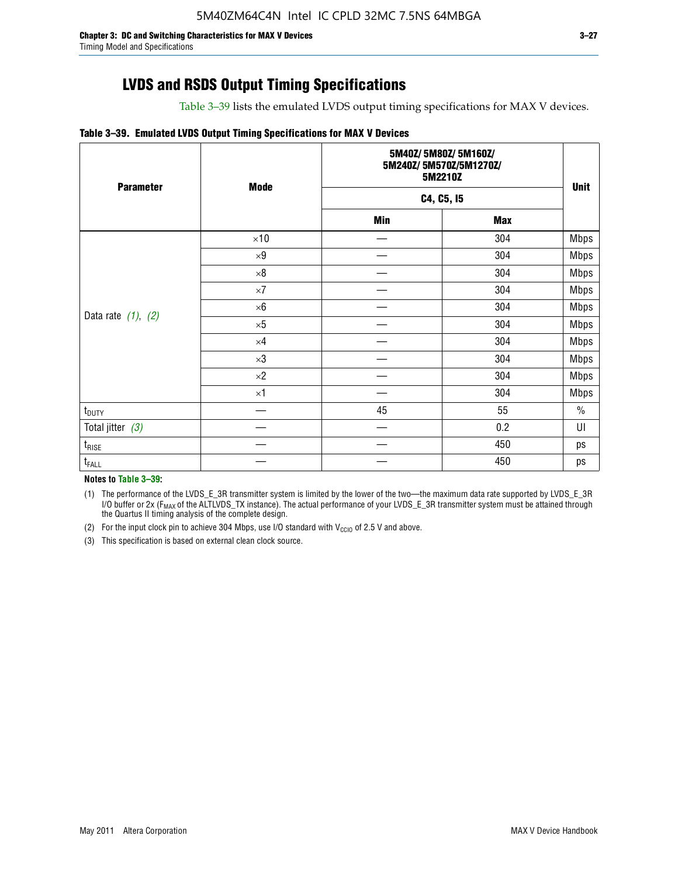## LVDS and RSDS Output Timing Specifications

Table 3–39 lists the emulated LVDS output timing specifications for MAX V devices.

**Table 3–39. Emulated LVDS Output Timing Specifications for MAX V Devices**

| Parameter | Mode | 5M40Z/ 5M80Z/ 5M160Z/ 5M240Z/ 5M570Z/5M1270Z/ 5M2210Z | | Unit |
|---|---|---|---|---|
| | | C4, C5, I5 | | |
| | | Min | Max | |
| Data rate *(1)*, *(2)* | ×10 | — | 304 | Mbps |
| | ×9 | — | 304 | Mbps |
| | ×8 | — | 304 | Mbps |
| | ×7 | — | 304 | Mbps |
| | ×6 | — | 304 | Mbps |
| | ×5 | — | 304 | Mbps |
| | ×4 | — | 304 | Mbps |
| | ×3 | — | 304 | Mbps |
| | ×2 | — | 304 | Mbps |
| | ×1 | — | 304 | Mbps |
| $t_{DUTY}$ | — | 45 | 55 | % |
| Total jitter *(3)* | — | — | 0.2 | UI |
| $t_{RISE}$ | — | — | 450 | ps |
| $t_{FALL}$ | — | — | 450 | ps |

**Notes to Table 3–39:**

(1) The performance of the LVDS_E_3R transmitter system is limited by the lower of the two—the maximum data rate supported by LVDS_E_3R I/O buffer or 2x ($F_{MAX}$ of the ALTLVDS_TX instance). The actual performance of your LVDS_E_3R transmitter system must be attained through the Quartus II timing analysis of the complete design.

(2) For the input clock pin to achieve 304 Mbps, use I/O standard with $V_{CCIO}$ of 2.5 V and above.

(3) This specification is based on external clean clock source.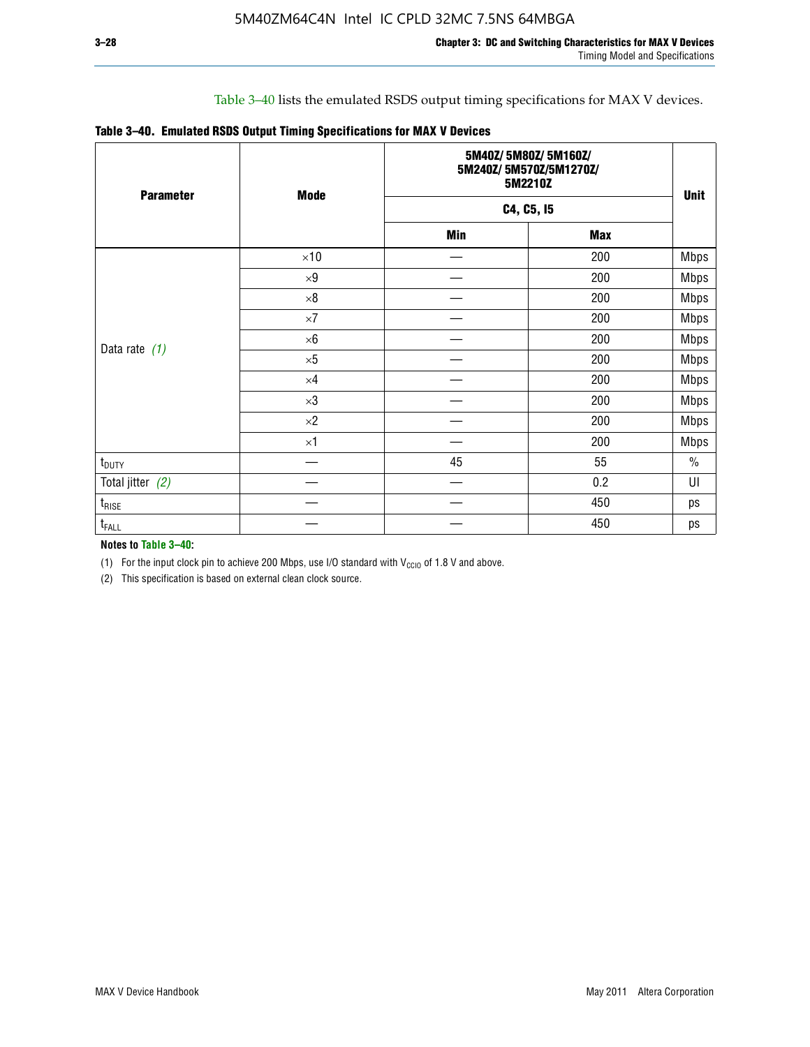Table 3–40 lists the emulated RSDS output timing specifications for MAX V devices.

**Table 3–40. Emulated RSDS Output Timing Specifications for MAX V Devices**

| Parameter | Mode | 5M40Z/ 5M80Z/ 5M160Z/ 5M240Z/ 5M570Z/5M1270Z/ 5M2210Z | | Unit |
|---|---|---|---|---|
| | | C4, C5, I5 | | |
| | | Min | Max | |
| Data rate *(1)* | ×10 | — | 200 | Mbps |
| | ×9 | — | 200 | Mbps |
| | ×8 | — | 200 | Mbps |
| | ×7 | — | 200 | Mbps |
| | ×6 | — | 200 | Mbps |
| | ×5 | — | 200 | Mbps |
| | ×4 | — | 200 | Mbps |
| | ×3 | — | 200 | Mbps |
| | ×2 | — | 200 | Mbps |
| | ×1 | — | 200 | Mbps |
| $t_{DUTY}$ | — | 45 | 55 | % |
| Total jitter *(2)* | — | — | 0.2 | UI |
| $t_{RISE}$ | — | — | 450 | ps |
| $t_{FALL}$ | — | — | 450 | ps |

**Notes to Table 3–40:**

(1) For the input clock pin to achieve 200 Mbps, use I/O standard with $V_{CCIO}$ of 1.8 V and above.

(2) This specification is based on external clean clock source.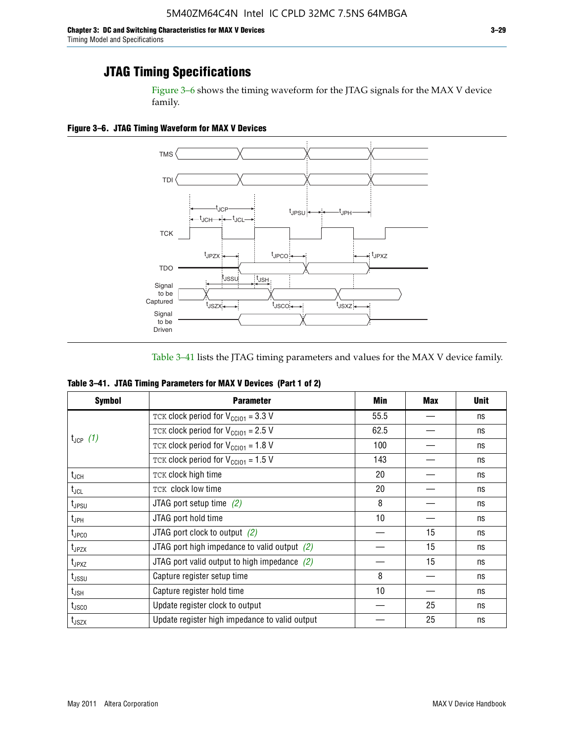## JTAG Timing Specifications

Figure 3–6 shows the timing waveform for the JTAG signals for the MAX V device family.

**Figure 3–6. JTAG Timing Waveform for MAX V Devices**

Table 3–41 lists the JTAG timing parameters and values for the MAX V device family.

**Table 3–41. JTAG Timing Parameters for MAX V Devices (Part 1 of 2)**

| Symbol | Parameter | Min | Max | Unit |
|---|---|---|---|---|
| $t_{JCP}$ *(1)* | TCK clock period for $V_{CCIO1}$ = 3.3 V | 55.5 | — | ns |
| | TCK clock period for $V_{CCIO1}$ = 2.5 V | 62.5 | — | ns |
| | TCK clock period for $V_{CCIO1}$ = 1.8 V | 100 | — | ns |
| | TCK clock period for $V_{CCIO1}$ = 1.5 V | 143 | — | ns |
| $t_{JCH}$ | TCK clock high time | 20 | — | ns |
| $t_{JCL}$ | TCK clock low time | 20 | — | ns |
| $t_{JPSU}$ | JTAG port setup time *(2)* | 8 | — | ns |
| $t_{JPH}$ | JTAG port hold time | 10 | — | ns |
| $t_{JPCO}$ | JTAG port clock to output *(2)* | — | 15 | ns |
| $t_{JPZX}$ | JTAG port high impedance to valid output *(2)* | — | 15 | ns |
| $t_{JPXZ}$ | JTAG port valid output to high impedance *(2)* | — | 15 | ns |
| $t_{JSSU}$ | Capture register setup time | 8 | — | ns |
| $t_{JSH}$ | Capture register hold time | 10 | — | ns |
| $t_{JSCO}$ | Update register clock to output | — | 25 | ns |
| $t_{JSZX}$ | Update register high impedance to valid output | — | 25 | ns |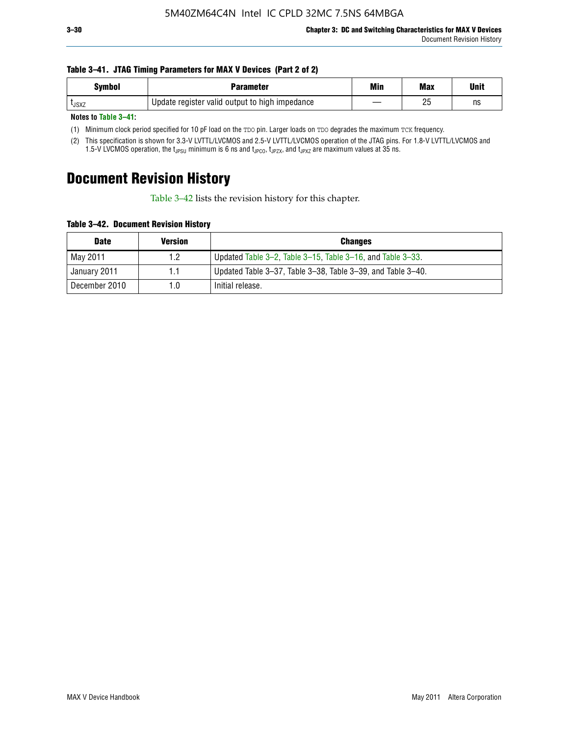**Table 3–41. JTAG Timing Parameters for MAX V Devices (Part 2 of 2)**

| Symbol | Parameter | Min | Max | Unit |
|---|---|---|---|---|
| $t_{JSXZ}$ | Update register valid output to high impedance | — | 25 | ns |

**Notes to Table 3–41:**

(1) Minimum clock period specified for 10 pF load on the TDO pin. Larger loads on TDO degrades the maximum TCK frequency.

(2) This specification is shown for 3.3-V LVTTL/LVCMOS and 2.5-V LVTTL/LVCMOS operation of the JTAG pins. For 1.8-V LVTTL/LVCMOS and 1.5-V LVCMOS operation, the $t_{JPSU}$ minimum is 6 ns and $t_{JPCO}$, $t_{JPZX}$, and $t_{JPXZ}$ are maximum values at 35 ns.

# Document Revision History

Table 3–42 lists the revision history for this chapter.

**Table 3–42. Document Revision History**

| Date | Version | Changes |
|---|---|---|
| May 2011 | 1.2 | Updated Table 3–2, Table 3–15, Table 3–16, and Table 3–33. |
| January 2011 | 1.1 | Updated Table 3–37, Table 3–38, Table 3–39, and Table 3–40. |
| December 2010 | 1.0 | Initial release. |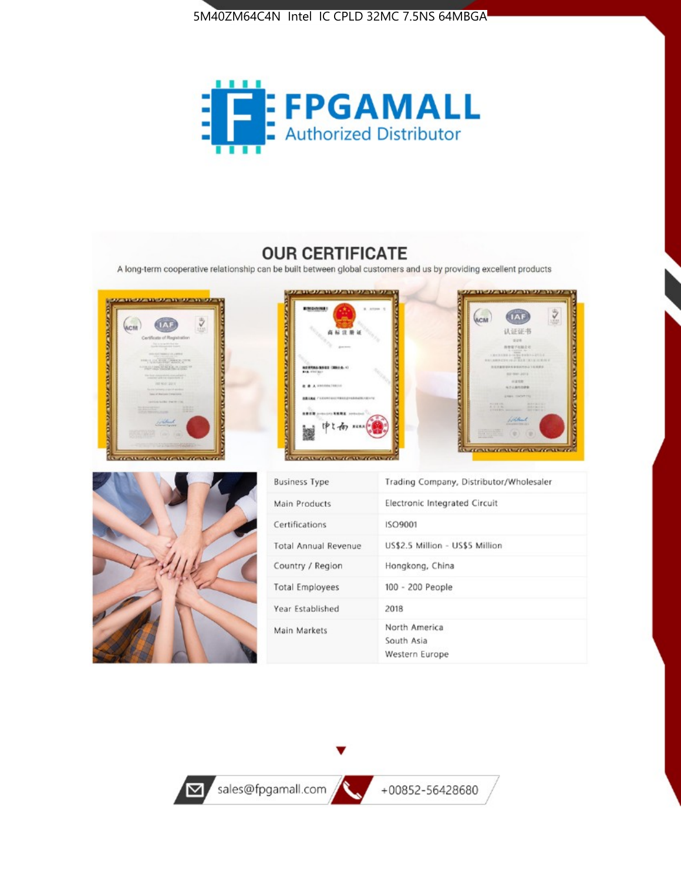FPGAMALL
Authorized Distributor

## OUR CERTIFICATE

A long-term cooperative relationship can be built between global customers and us by providing excellent products

| | |
|---|---|
| Business Type | Trading Company, Distributor/Wholesaler |
| Main Products | Electronic Integrated Circuit |
| Certifications | ISO9001 |
| Total Annual Revenue | US$2.5 Million - US$5 Million |
| Country / Region | Hongkong, China |
| Total Employees | 100 - 200 People |
| Year Established | 2018 |
| Main Markets | North America<br>South Asia<br>Western Europe |

sales@fpgamall.com

+00852-56428680